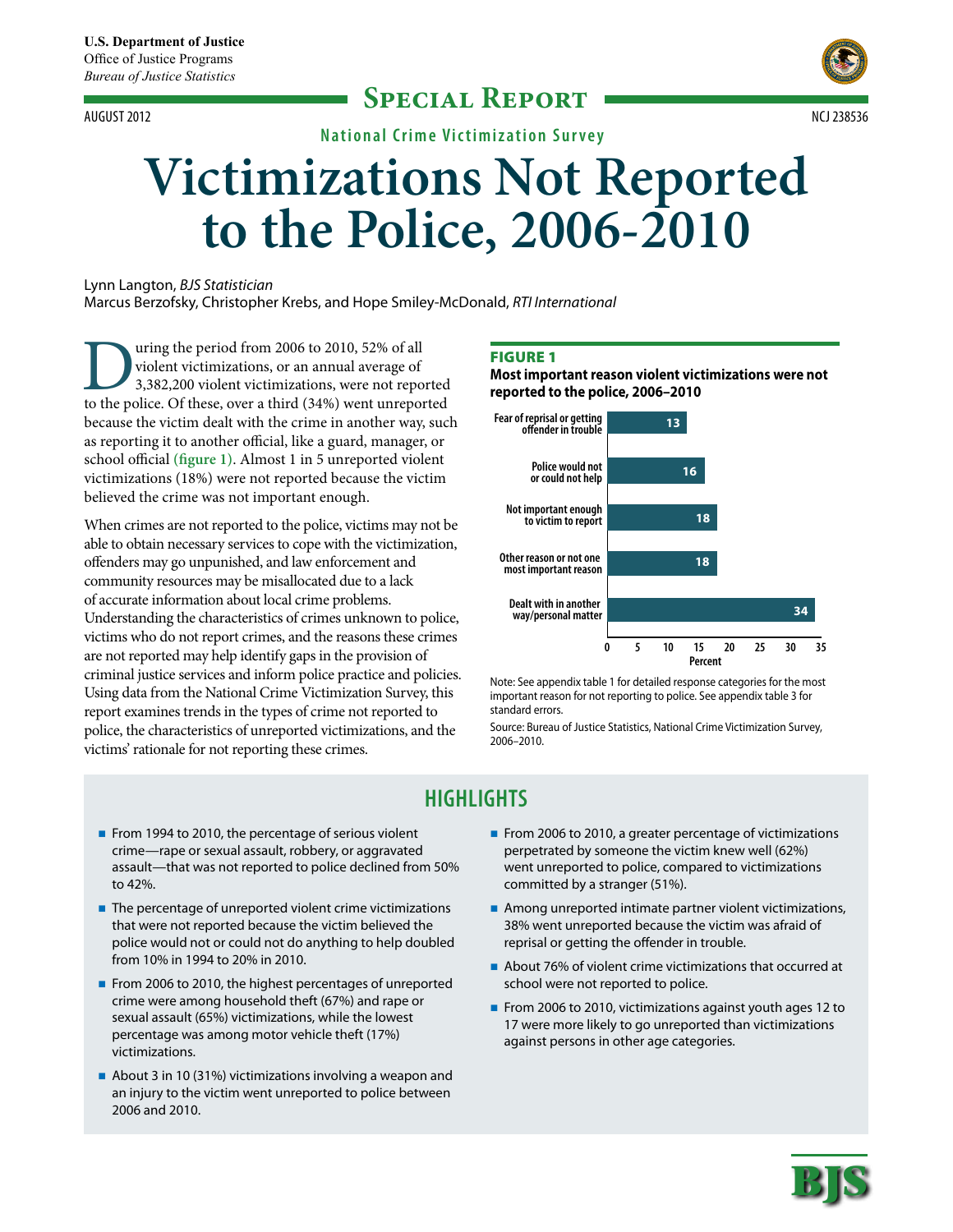U.S. Department of Justice
Office of Justice Programs
*Bureau of Justice Statistics*

**Special Report**

AUGUST 2012 NCJ 238536

National Crime Victimization Survey

# Victimizations Not Reported to the Police, 2006-2010

Lynn Langton, *BJS Statistician*
Marcus Berzofsky, Christopher Krebs, and Hope Smiley-McDonald, *RTI International*

During the period from 2006 to 2010, 52% of all violent victimizations, or an annual average of 3,382,200 violent victimizations, were not reported to the police. Of these, over a third (34%) went unreported because the victim dealt with the crime in another way, such as reporting it to another official, like a guard, manager, or school official (**figure 1**). Almost 1 in 5 unreported violent victimizations (18%) were not reported because the victim believed the crime was not important enough.

When crimes are not reported to the police, victims may not be able to obtain necessary services to cope with the victimization, offenders may go unpunished, and law enforcement and community resources may be misallocated due to a lack of accurate information about local crime problems. Understanding the characteristics of crimes unknown to police, victims who do not report crimes, and the reasons these crimes are not reported may help identify gaps in the provision of criminal justice services and inform police practice and policies. Using data from the National Crime Victimization Survey, this report examines trends in the types of crime not reported to police, the characteristics of unreported victimizations, and the victims' rationale for not reporting these crimes.

**FIGURE 1**
**Most important reason violent victimizations were not reported to the police, 2006–2010**

| Reason | Percent |
|---|---|
| Fear of reprisal or getting offender in trouble | 13 |
| Police would not or could not help | 16 |
| Not important enough to victim to report | 18 |
| Other reason or not one most important reason | 18 |
| Dealt with in another way/personal matter | 34 |

Note: See appendix table 1 for detailed response categories for the most important reason for not reporting to police. See appendix table 3 for standard errors.

Source: Bureau of Justice Statistics, National Crime Victimization Survey, 2006–2010.

## HIGHLIGHTS

- From 1994 to 2010, the percentage of serious violent crime—rape or sexual assault, robbery, or aggravated assault—that was not reported to police declined from 50% to 42%.
- The percentage of unreported violent crime victimizations that were not reported because the victim believed the police would not or could not do anything to help doubled from 10% in 1994 to 20% in 2010.
- From 2006 to 2010, the highest percentages of unreported crime were among household theft (67%) and rape or sexual assault (65%) victimizations, while the lowest percentage was among motor vehicle theft (17%) victimizations.
- About 3 in 10 (31%) victimizations involving a weapon and an injury to the victim went unreported to police between 2006 and 2010.
- From 2006 to 2010, a greater percentage of victimizations perpetrated by someone the victim knew well (62%) went unreported to police, compared to victimizations committed by a stranger (51%).
- Among unreported intimate partner violent victimizations, 38% went unreported because the victim was afraid of reprisal or getting the offender in trouble.
- About 76% of violent crime victimizations that occurred at school were not reported to police.
- From 2006 to 2010, victimizations against youth ages 12 to 17 were more likely to go unreported than victimizations against persons in other age categories.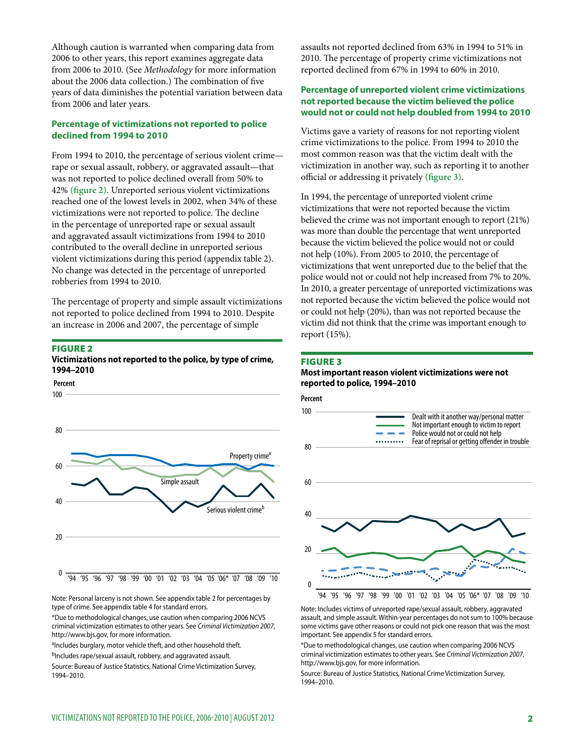Although caution is warranted when comparing data from 2006 to other years, this report examines aggregate data from 2006 to 2010. (See *Methodology* for more information about the 2006 data collection.) The combination of five years of data diminishes the potential variation between data from 2006 and later years.

### Percentage of victimizations not reported to police declined from 1994 to 2010

From 1994 to 2010, the percentage of serious violent crime—rape or sexual assault, robbery, or aggravated assault—that was not reported to police declined overall from 50% to 42% **(figure 2)**. Unreported serious violent victimizations reached one of the lowest levels in 2002, when 34% of these victimizations were not reported to police. The decline in the percentage of unreported rape or sexual assault and aggravated assault victimizations from 1994 to 2010 contributed to the overall decline in unreported serious violent victimizations during this period (appendix table 2). No change was detected in the percentage of unreported robberies from 1994 to 2010.

The percentage of property and simple assault victimizations not reported to police declined from 1994 to 2010. Despite an increase in 2006 and 2007, the percentage of simple assaults not reported declined from 63% in 1994 to 51% in 2010. The percentage of property crime victimizations not reported declined from 67% in 1994 to 60% in 2010.

**FIGURE 2**

**Victimizations not reported to the police, by type of crime, 1994–2010**

Note: Personal larceny is not shown. See appendix table 2 for percentages by type of crime. See appendix table 4 for standard errors.

*Due to methodological changes, use caution when comparing 2006 NCVS criminal victimization estimates to other years. See *Criminal Victimization 2007*, http://www.bjs.gov, for more information.

[a]Includes burglary, motor vehicle theft, and other household theft.

[b]Includes rape/sexual assault, robbery, and aggravated assault.

Source: Bureau of Justice Statistics, National Crime Victimization Survey, 1994–2010.

### Percentage of unreported violent crime victimizations not reported because the victim believed the police would not or could not help doubled from 1994 to 2010

Victims gave a variety of reasons for not reporting violent crime victimizations to the police. From 1994 to 2010 the most common reason was that the victim dealt with the victimization in another way, such as reporting it to another official or addressing it privately **(figure 3)**.

In 1994, the percentage of unreported violent crime victimizations that were not reported because the victim believed the crime was not important enough to report (21%) was more than double the percentage that went unreported because the victim believed the police would not or could not help (10%). From 2005 to 2010, the percentage of victimizations that went unreported due to the belief that the police would not or could not help increased from 7% to 20%. In 2010, a greater percentage of unreported victimizations was not reported because the victim believed the police would not or could not help (20%), than was not reported because the victim did not think that the crime was important enough to report (15%).

**FIGURE 3**

**Most important reason violent victimizations were not reported to police, 1994–2010**

Note: Includes victims of unreported rape/sexual assault, robbery, aggravated assault, and simple assault. Within-year percentages do not sum to 100% because some victims gave other reasons or could not pick one reason that was the most important. See appendix 5 for standard errors.

*Due to methodological changes, use caution when comparing 2006 NCVS criminal victimization estimates to other years. See *Criminal Victimization 2007*, http://www.bjs.gov, for more information.

Source: Bureau of Justice Statistics, National Crime Victimization Survey, 1994–2010.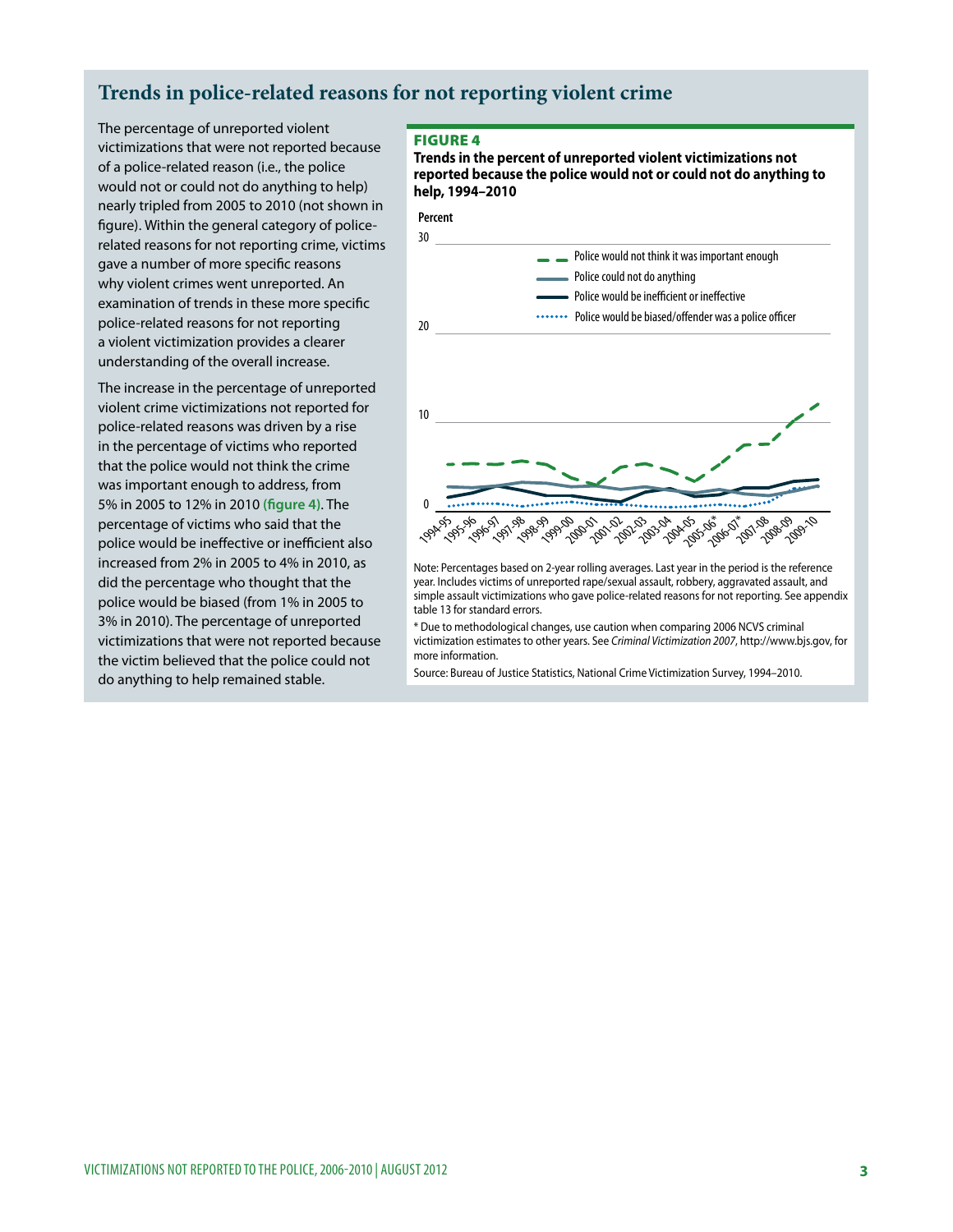## Trends in police-related reasons for not reporting violent crime

The percentage of unreported violent victimizations that were not reported because of a police-related reason (i.e., the police would not or could not do anything to help) nearly tripled from 2005 to 2010 (not shown in figure). Within the general category of police-related reasons for not reporting crime, victims gave a number of more specific reasons why violent crimes went unreported. An examination of trends in these more specific police-related reasons for not reporting a violent victimization provides a clearer understanding of the overall increase.

The increase in the percentage of unreported violent crime victimizations not reported for police-related reasons was driven by a rise in the percentage of victims who reported that the police would not think the crime was important enough to address, from 5% in 2005 to 12% in 2010 **(figure 4)**. The percentage of victims who said that the police would be ineffective or inefficient also increased from 2% in 2005 to 4% in 2010, as did the percentage who thought that the police would be biased (from 1% in 2005 to 3% in 2010). The percentage of unreported victimizations that were not reported because the victim believed that the police could not do anything to help remained stable.

**FIGURE 4**

**Trends in the percent of unreported violent victimizations not reported because the police would not or could not do anything to help, 1994–2010**

Note: Percentages based on 2-year rolling averages. Last year in the period is the reference year. Includes victims of unreported rape/sexual assault, robbery, aggravated assault, and simple assault victimizations who gave police-related reasons for not reporting. See appendix table 13 for standard errors.

* Due to methodological changes, use caution when comparing 2006 NCVS criminal victimization estimates to other years. See *Criminal Victimization 2007*, http://www.bjs.gov, for more information.

Source: Bureau of Justice Statistics, National Crime Victimization Survey, 1994–2010.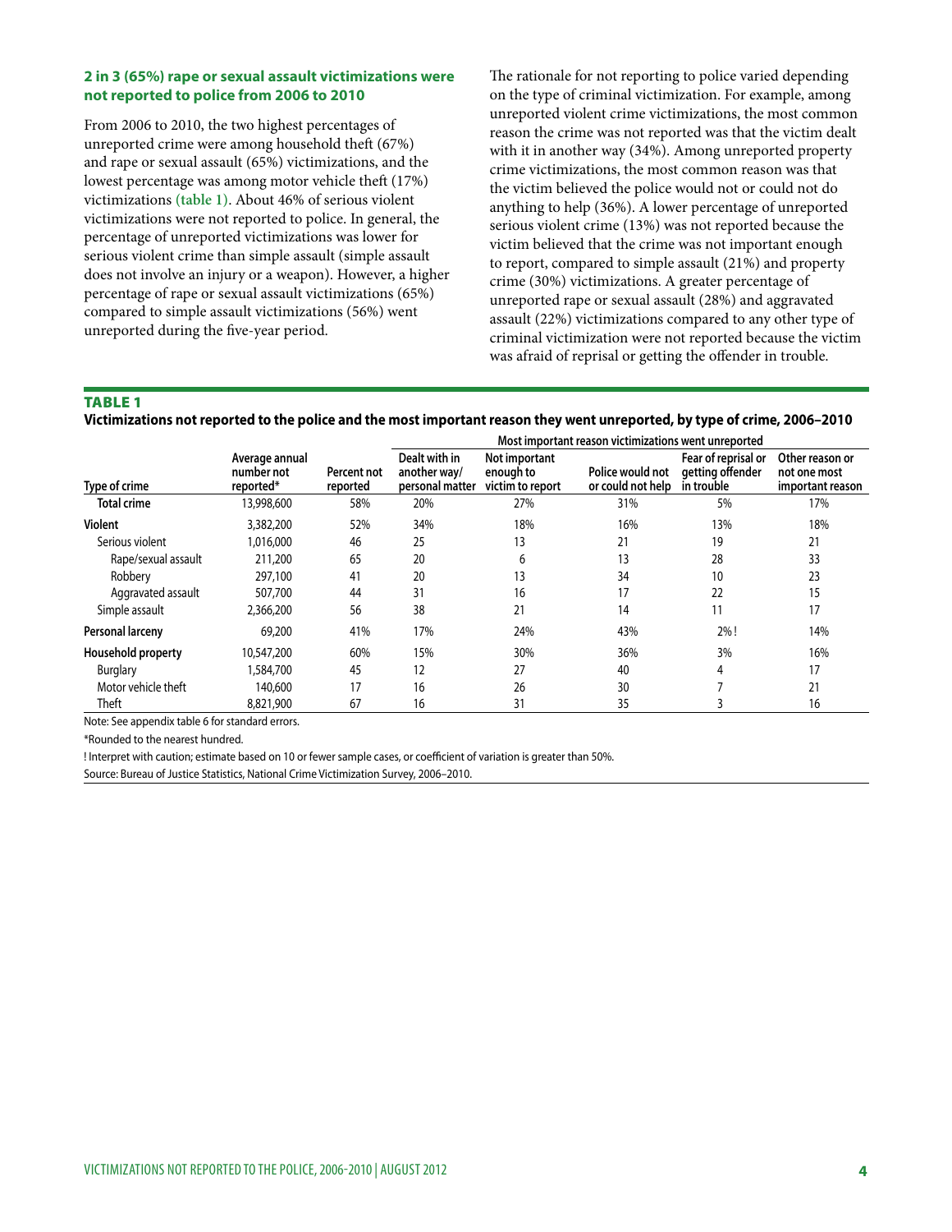### 2 in 3 (65%) rape or sexual assault victimizations were not reported to police from 2006 to 2010

From 2006 to 2010, the two highest percentages of unreported crime were among household theft (67%) and rape or sexual assault (65%) victimizations, and the lowest percentage was among motor vehicle theft (17%) victimizations (table 1). About 46% of serious violent victimizations were not reported to police. In general, the percentage of unreported victimizations was lower for serious violent crime than simple assault (simple assault does not involve an injury or a weapon). However, a higher percentage of rape or sexual assault victimizations (65%) compared to simple assault victimizations (56%) went unreported during the five-year period.

The rationale for not reporting to police varied depending on the type of criminal victimization. For example, among unreported violent crime victimizations, the most common reason the crime was not reported was that the victim dealt with it in another way (34%). Among unreported property crime victimizations, the most common reason was that the victim believed the police would not or could not do anything to help (36%). A lower percentage of unreported serious violent crime (13%) was not reported because the victim believed that the crime was not important enough to report, compared to simple assault (21%) and property crime (30%) victimizations. A greater percentage of unreported rape or sexual assault (28%) and aggravated assault (22%) victimizations compared to any other type of criminal victimization were not reported because the victim was afraid of reprisal or getting the offender in trouble.

**TABLE 1**

**Victimizations not reported to the police and the most important reason they went unreported, by type of crime, 2006–2010**

| | | | Most important reason victimizations went unreported | | | | |
|---|---|---|---|---|---|---|---|
| Type of crime | Average annual number not reported* | Percent not reported | Dealt with in another way/ personal matter | Not important enough to victim to report | Police would not or could not help | Fear of reprisal or getting offender in trouble | Other reason or not one most important reason |
| **Total crime** | 13,998,600 | 58% | 20% | 27% | 31% | 5% | 17% |
| **Violent** | 3,382,200 | 52% | 34% | 18% | 16% | 13% | 18% |
| Serious violent | 1,016,000 | 46 | 25 | 13 | 21 | 19 | 21 |
| Rape/sexual assault | 211,200 | 65 | 20 | 6 | 13 | 28 | 33 |
| Robbery | 297,100 | 41 | 20 | 13 | 34 | 10 | 23 |
| Aggravated assault | 507,700 | 44 | 31 | 16 | 17 | 22 | 15 |
| Simple assault | 2,366,200 | 56 | 38 | 21 | 14 | 11 | 17 |
| **Personal larceny** | 69,200 | 41% | 17% | 24% | 43% | 2%! | 14% |
| **Household property** | 10,547,200 | 60% | 15% | 30% | 36% | 3% | 16% |
| Burglary | 1,584,700 | 45 | 12 | 27 | 40 | 4 | 17 |
| Motor vehicle theft | 140,600 | 17 | 16 | 26 | 30 | 7 | 21 |
| Theft | 8,821,900 | 67 | 16 | 31 | 35 | 3 | 16 |

Note: See appendix table 6 for standard errors.

*Rounded to the nearest hundred.

! Interpret with caution; estimate based on 10 or fewer sample cases, or coefficient of variation is greater than 50%.

Source: Bureau of Justice Statistics, National Crime Victimization Survey, 2006–2010.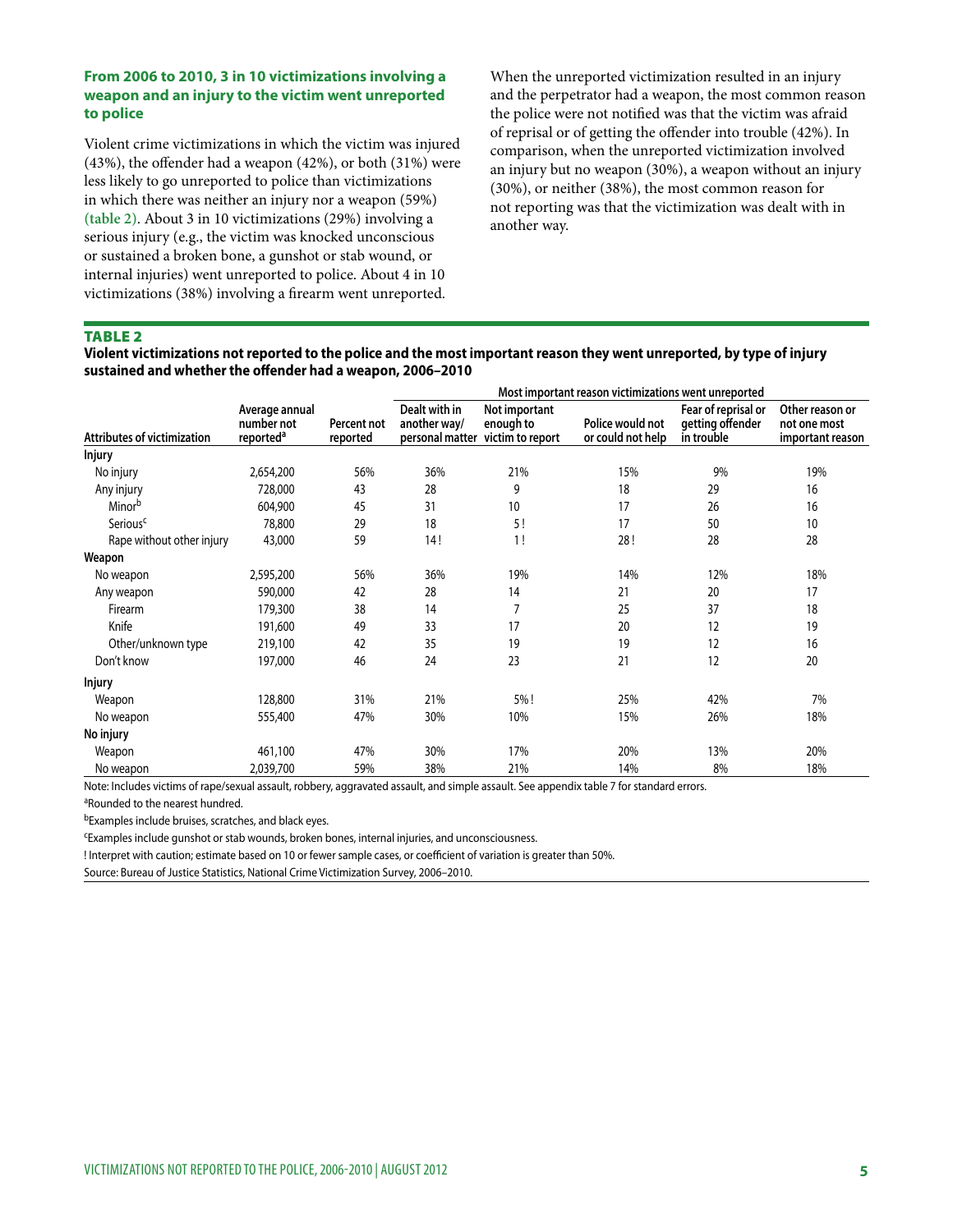### From 2006 to 2010, 3 in 10 victimizations involving a weapon and an injury to the victim went unreported to police

Violent crime victimizations in which the victim was injured (43%), the offender had a weapon (42%), or both (31%) were less likely to go unreported to police than victimizations in which there was neither an injury nor a weapon (59%) (table 2). About 3 in 10 victimizations (29%) involving a serious injury (e.g., the victim was knocked unconscious or sustained a broken bone, a gunshot or stab wound, or internal injuries) went unreported to police. About 4 in 10 victimizations (38%) involving a firearm went unreported.

When the unreported victimization resulted in an injury and the perpetrator had a weapon, the most common reason the police were not notified was that the victim was afraid of reprisal or of getting the offender into trouble (42%). In comparison, when the unreported victimization involved an injury but no weapon (30%), a weapon without an injury (30%), or neither (38%), the most common reason for not reporting was that the victimization was dealt with in another way.

**TABLE 2**

**Violent victimizations not reported to the police and the most important reason they went unreported, by type of injury sustained and whether the offender had a weapon, 2006–2010**

| | | | Most important reason victimizations went unreported | | | | |
|---|---|---|---|---|---|---|---|
| Attributes of victimization | Average annual number not reported[a] | Percent not reported | Dealt with in another way/ personal matter | Not important enough to victim to report | Police would not or could not help | Fear of reprisal or getting offender in trouble | Other reason or not one most important reason |
| **Injury** | | | | | | | |
| No injury | 2,654,200 | 56% | 36% | 21% | 15% | 9% | 19% |
| Any injury | 728,000 | 43 | 28 | 9 | 18 | 29 | 16 |
| Minor[b] | 604,900 | 45 | 31 | 10 | 17 | 26 | 16 |
| Serious[c] | 78,800 | 29 | 18 | 5 ! | 17 | 50 | 10 |
| Rape without other injury | 43,000 | 59 | 14 ! | 1 ! | 28 ! | 28 | 28 |
| **Weapon** | | | | | | | |
| No weapon | 2,595,200 | 56% | 36% | 19% | 14% | 12% | 18% |
| Any weapon | 590,000 | 42 | 28 | 14 | 21 | 20 | 17 |
| Firearm | 179,300 | 38 | 14 | 7 | 25 | 37 | 18 |
| Knife | 191,600 | 49 | 33 | 17 | 20 | 12 | 19 |
| Other/unknown type | 219,100 | 42 | 35 | 19 | 19 | 12 | 16 |
| Don't know | 197,000 | 46 | 24 | 23 | 21 | 12 | 20 |
| **Injury** | | | | | | | |
| Weapon | 128,800 | 31% | 21% | 5% ! | 25% | 42% | 7% |
| No weapon | 555,400 | 47% | 30% | 10% | 15% | 26% | 18% |
| **No injury** | | | | | | | |
| Weapon | 461,100 | 47% | 30% | 17% | 20% | 13% | 20% |
| No weapon | 2,039,700 | 59% | 38% | 21% | 14% | 8% | 18% |

Note: Includes victims of rape/sexual assault, robbery, aggravated assault, and simple assault. See appendix table 7 for standard errors.

[a]Rounded to the nearest hundred.

[b]Examples include bruises, scratches, and black eyes.

[c]Examples include gunshot or stab wounds, broken bones, internal injuries, and unconsciousness.

! Interpret with caution; estimate based on 10 or fewer sample cases, or coefficient of variation is greater than 50%.

Source: Bureau of Justice Statistics, National Crime Victimization Survey, 2006–2010.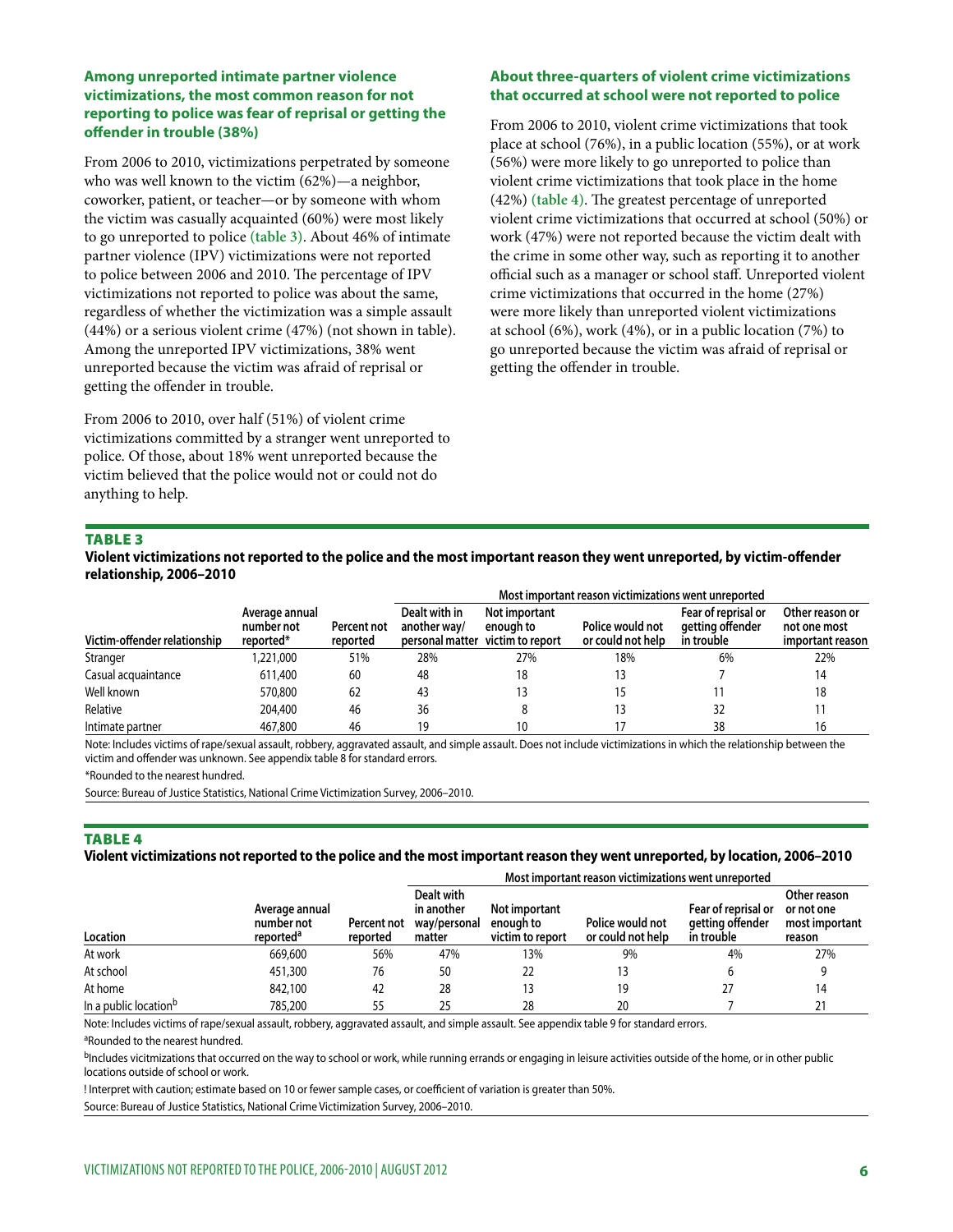### Among unreported intimate partner violence victimizations, the most common reason for not reporting to police was fear of reprisal or getting the offender in trouble (38%)

From 2006 to 2010, victimizations perpetrated by someone who was well known to the victim (62%)—a neighbor, coworker, patient, or teacher—or by someone with whom the victim was casually acquainted (60%) were most likely to go unreported to police (table 3). About 46% of intimate partner violence (IPV) victimizations were not reported to police between 2006 and 2010. The percentage of IPV victimizations not reported to police was about the same, regardless of whether the victimization was a simple assault (44%) or a serious violent crime (47%) (not shown in table). Among the unreported IPV victimizations, 38% went unreported because the victim was afraid of reprisal or getting the offender in trouble.

From 2006 to 2010, over half (51%) of violent crime victimizations committed by a stranger went unreported to police. Of those, about 18% went unreported because the victim believed that the police would not or could not do anything to help.

### About three-quarters of violent crime victimizations that occurred at school were not reported to police

From 2006 to 2010, violent crime victimizations that took place at school (76%), in a public location (55%), or at work (56%) were more likely to go unreported to police than violent crime victimizations that took place in the home (42%) (table 4). The greatest percentage of unreported violent crime victimizations that occurred at school (50%) or work (47%) were not reported because the victim dealt with the crime in some other way, such as reporting it to another official such as a manager or school staff. Unreported violent crime victimizations that occurred in the home (27%) were more likely than unreported violent victimizations at school (6%), work (4%), or in a public location (7%) to go unreported because the victim was afraid of reprisal or getting the offender in trouble.

**TABLE 3**

**Violent victimizations not reported to the police and the most important reason they went unreported, by victim-offender relationship, 2006–2010**

| | | | Most important reason victimizations went unreported | | | | |
|---|---|---|---|---|---|---|---|
| Victim-offender relationship | Average annual number not reported* | Percent not reported | Dealt with in another way/ personal matter | Not important enough to victim to report | Police would not or could not help | Fear of reprisal or getting offender in trouble | Other reason or not one most important reason |
| Stranger | 1,221,000 | 51% | 28% | 27% | 18% | 6% | 22% |
| Casual acquaintance | 611,400 | 60 | 48 | 18 | 13 | 7 | 14 |
| Well known | 570,800 | 62 | 43 | 13 | 15 | 11 | 18 |
| Relative | 204,400 | 46 | 36 | 8 | 13 | 32 | 11 |
| Intimate partner | 467,800 | 46 | 19 | 10 | 17 | 38 | 16 |

Note: Includes victims of rape/sexual assault, robbery, aggravated assault, and simple assault. Does not include victimizations in which the relationship between the victim and offender was unknown. See appendix table 8 for standard errors.

*Rounded to the nearest hundred.

Source: Bureau of Justice Statistics, National Crime Victimization Survey, 2006–2010.

**TABLE 4**

**Violent victimizations not reported to the police and the most important reason they went unreported, by location, 2006–2010**

| | | | Most important reason victimizations went unreported | | | | |
|---|---|---|---|---|---|---|---|
| Location | Average annual number not reported[a] | Percent not reported | Dealt with in another way/personal matter | Not important enough to victim to report | Police would not or could not help | Fear of reprisal or getting offender in trouble | Other reason or not one most important reason |
| At work | 669,600 | 56% | 47% | 13% | 9% | 4% | 27% |
| At school | 451,300 | 76 | 50 | 22 | 13 | 6 | 9 |
| At home | 842,100 | 42 | 28 | 13 | 19 | 27 | 14 |
| In a public location[b] | 785,200 | 55 | 25 | 28 | 20 | 7 | 21 |

Note: Includes victims of rape/sexual assault, robbery, aggravated assault, and simple assault. See appendix table 9 for standard errors.

[a]Rounded to the nearest hundred.

[b]Includes vicitmizations that occurred on the way to school or work, while running errands or engaging in leisure activities outside of the home, or in other public locations outside of school or work.

! Interpret with caution; estimate based on 10 or fewer sample cases, or coefficient of variation is greater than 50%.

Source: Bureau of Justice Statistics, National Crime Victimization Survey, 2006–2010.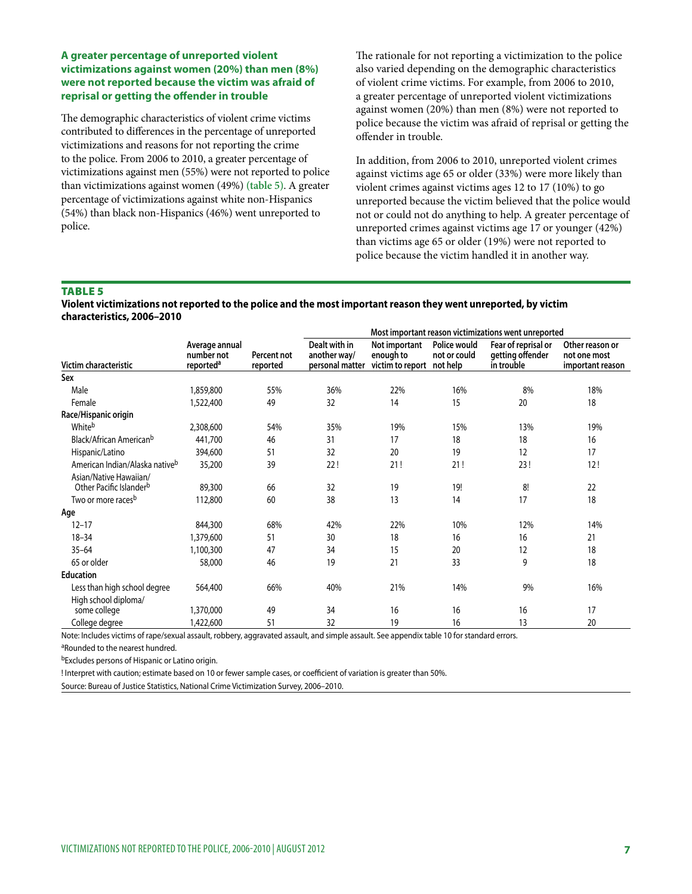**A greater percentage of unreported violent victimizations against women (20%) than men (8%) were not reported because the victim was afraid of reprisal or getting the offender in trouble**

The demographic characteristics of violent crime victims contributed to differences in the percentage of unreported victimizations and reasons for not reporting the crime to the police. From 2006 to 2010, a greater percentage of victimizations against men (55%) were not reported to police than victimizations against women (49%) (table 5). A greater percentage of victimizations against white non-Hispanics (54%) than black non-Hispanics (46%) went unreported to police.

The rationale for not reporting a victimization to the police also varied depending on the demographic characteristics of violent crime victims. For example, from 2006 to 2010, a greater percentage of unreported violent victimizations against women (20%) than men (8%) were not reported to police because the victim was afraid of reprisal or getting the offender in trouble.

In addition, from 2006 to 2010, unreported violent crimes against victims age 65 or older (33%) were more likely than violent crimes against victims ages 12 to 17 (10%) to go unreported because the victim believed that the police would not or could not do anything to help. A greater percentage of unreported crimes against victims age 17 or younger (42%) than victims age 65 or older (19%) were not reported to police because the victim handled it in another way.

**TABLE 5**

**Violent victimizations not reported to the police and the most important reason they went unreported, by victim characteristics, 2006–2010**

| | | | Most important reason victimizations went unreported | | | | |
|---|---|---|---|---|---|---|---|
| Victim characteristic | Average annual number not reported[a] | Percent not reported | Dealt with in another way/ personal matter | Not important enough to victim to report | Police would not or could not help | Fear of reprisal or getting offender in trouble | Other reason or not one most important reason |
| **Sex** | | | | | | | |
| Male | 1,859,800 | 55% | 36% | 22% | 16% | 8% | 18% |
| Female | 1,522,400 | 49 | 32 | 14 | 15 | 20 | 18 |
| **Race/Hispanic origin** | | | | | | | |
| White[b] | 2,308,600 | 54% | 35% | 19% | 15% | 13% | 19% |
| Black/African American[b] | 441,700 | 46 | 31 | 17 | 18 | 18 | 16 |
| Hispanic/Latino | 394,600 | 51 | 32 | 20 | 19 | 12 | 17 |
| American Indian/Alaska native[b] | 35,200 | 39 | 22 ! | 21 ! | 21 ! | 23 ! | 12 ! |
| Asian/Native Hawaiian/ Other Pacific Islander[b] | 89,300 | 66 | 32 | 19 | 19! | 8! | 22 |
| Two or more races[b] | 112,800 | 60 | 38 | 13 | 14 | 17 | 18 |
| **Age** | | | | | | | |
| 12–17 | 844,300 | 68% | 42% | 22% | 10% | 12% | 14% |
| 18–34 | 1,379,600 | 51 | 30 | 18 | 16 | 16 | 21 |
| 35–64 | 1,100,300 | 47 | 34 | 15 | 20 | 12 | 18 |
| 65 or older | 58,000 | 46 | 19 | 21 | 33 | 9 | 18 |
| **Education** | | | | | | | |
| Less than high school degree | 564,400 | 66% | 40% | 21% | 14% | 9% | 16% |
| High school diploma/ some college | 1,370,000 | 49 | 34 | 16 | 16 | 16 | 17 |
| College degree | 1,422,600 | 51 | 32 | 19 | 16 | 13 | 20 |

Note: Includes victims of rape/sexual assault, robbery, aggravated assault, and simple assault. See appendix table 10 for standard errors.

[a]Rounded to the nearest hundred.

[b]Excludes persons of Hispanic or Latino origin.

! Interpret with caution; estimate based on 10 or fewer sample cases, or coefficient of variation is greater than 50%.

Source: Bureau of Justice Statistics, National Crime Victimization Survey, 2006–2010.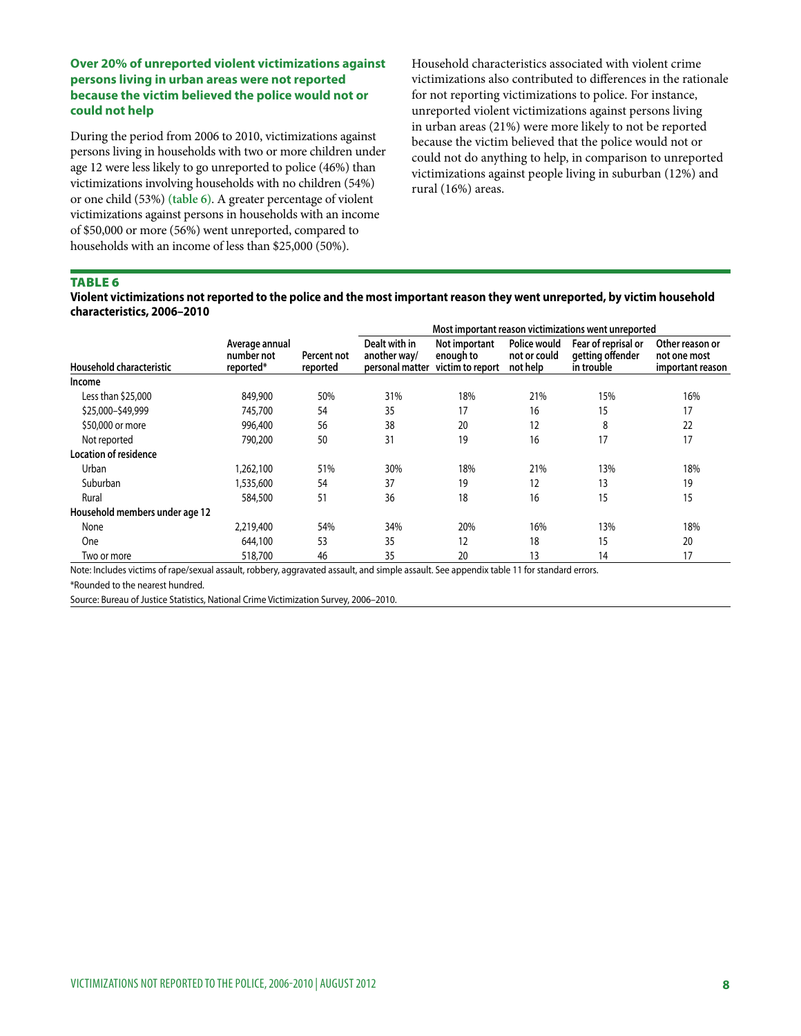### Over 20% of unreported violent victimizations against persons living in urban areas were not reported because the victim believed the police would not or could not help

During the period from 2006 to 2010, victimizations against persons living in households with two or more children under age 12 were less likely to go unreported to police (46%) than victimizations involving households with no children (54%) or one child (53%) (table 6). A greater percentage of violent victimizations against persons in households with an income of $50,000 or more (56%) went unreported, compared to households with an income of less than $25,000 (50%).

Household characteristics associated with violent crime victimizations also contributed to differences in the rationale for not reporting victimizations to police. For instance, unreported violent victimizations against persons living in urban areas (21%) were more likely to not be reported because the victim believed that the police would not or could not do anything to help, in comparison to unreported victimizations against people living in suburban (12%) and rural (16%) areas.

**TABLE 6**

**Violent victimizations not reported to the police and the most important reason they went unreported, by victim household characteristics, 2006–2010**

| | | | Most important reason victimizations went unreported | | | | |
|---|---|---|---|---|---|---|---|
| Household characteristic | Average annual number not reported* | Percent not reported | Dealt with in another way/ personal matter | Not important enough to victim to report | Police would not or could not help | Fear of reprisal or getting offender in trouble | Other reason or not one most important reason |
| **Income** | | | | | | | |
| Less than $25,000 | 849,900 | 50% | 31% | 18% | 21% | 15% | 16% |
| $25,000–$49,999 | 745,700 | 54 | 35 | 17 | 16 | 15 | 17 |
| $50,000 or more | 996,400 | 56 | 38 | 20 | 12 | 8 | 22 |
| Not reported | 790,200 | 50 | 31 | 19 | 16 | 17 | 17 |
| **Location of residence** | | | | | | | |
| Urban | 1,262,100 | 51% | 30% | 18% | 21% | 13% | 18% |
| Suburban | 1,535,600 | 54 | 37 | 19 | 12 | 13 | 19 |
| Rural | 584,500 | 51 | 36 | 18 | 16 | 15 | 15 |
| **Household members under age 12** | | | | | | | |
| None | 2,219,400 | 54% | 34% | 20% | 16% | 13% | 18% |
| One | 644,100 | 53 | 35 | 12 | 18 | 15 | 20 |
| Two or more | 518,700 | 46 | 35 | 20 | 13 | 14 | 17 |

Note: Includes victims of rape/sexual assault, robbery, aggravated assault, and simple assault. See appendix table 11 for standard errors.

*Rounded to the nearest hundred.

Source: Bureau of Justice Statistics, National Crime Victimization Survey, 2006–2010.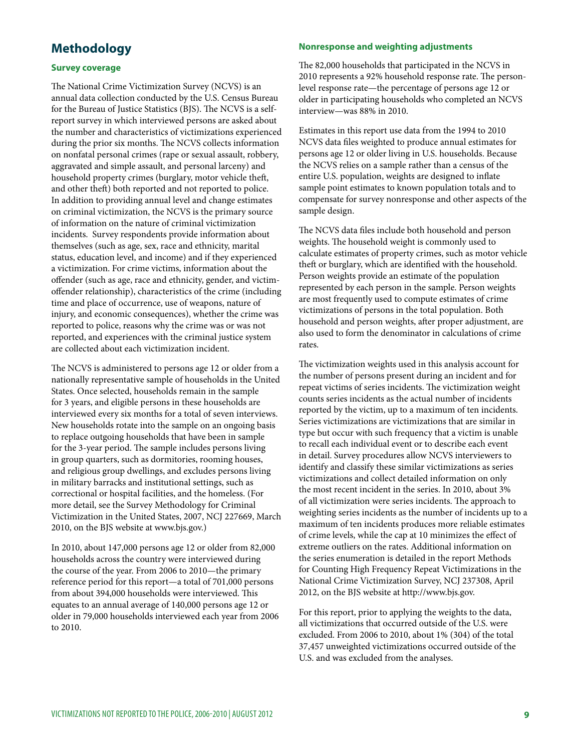# Methodology

### Survey coverage

The National Crime Victimization Survey (NCVS) is an annual data collection conducted by the U.S. Census Bureau for the Bureau of Justice Statistics (BJS). The NCVS is a self-report survey in which interviewed persons are asked about the number and characteristics of victimizations experienced during the prior six months. The NCVS collects information on nonfatal personal crimes (rape or sexual assault, robbery, aggravated and simple assault, and personal larceny) and household property crimes (burglary, motor vehicle theft, and other theft) both reported and not reported to police. In addition to providing annual level and change estimates on criminal victimization, the NCVS is the primary source of information on the nature of criminal victimization incidents. Survey respondents provide information about themselves (such as age, sex, race and ethnicity, marital status, education level, and income) and if they experienced a victimization. For crime victims, information about the offender (such as age, race and ethnicity, gender, and victim-offender relationship), characteristics of the crime (including time and place of occurrence, use of weapons, nature of injury, and economic consequences), whether the crime was reported to police, reasons why the crime was or was not reported, and experiences with the criminal justice system are collected about each victimization incident.

The NCVS is administered to persons age 12 or older from a nationally representative sample of households in the United States. Once selected, households remain in the sample for 3 years, and eligible persons in these households are interviewed every six months for a total of seven interviews. New households rotate into the sample on an ongoing basis to replace outgoing households that have been in sample for the 3-year period. The sample includes persons living in group quarters, such as dormitories, rooming houses, and religious group dwellings, and excludes persons living in military barracks and institutional settings, such as correctional or hospital facilities, and the homeless. (For more detail, see the Survey Methodology for Criminal Victimization in the United States, 2007, NCJ 227669, March 2010, on the BJS website at www.bjs.gov.)

In 2010, about 147,000 persons age 12 or older from 82,000 households across the country were interviewed during the course of the year. From 2006 to 2010—the primary reference period for this report—a total of 701,000 persons from about 394,000 households were interviewed. This equates to an annual average of 140,000 persons age 12 or older in 79,000 households interviewed each year from 2006 to 2010.

### Nonresponse and weighting adjustments

The 82,000 households that participated in the NCVS in 2010 represents a 92% household response rate. The person-level response rate—the percentage of persons age 12 or older in participating households who completed an NCVS interview—was 88% in 2010.

Estimates in this report use data from the 1994 to 2010 NCVS data files weighted to produce annual estimates for persons age 12 or older living in U.S. households. Because the NCVS relies on a sample rather than a census of the entire U.S. population, weights are designed to inflate sample point estimates to known population totals and to compensate for survey nonresponse and other aspects of the sample design.

The NCVS data files include both household and person weights. The household weight is commonly used to calculate estimates of property crimes, such as motor vehicle theft or burglary, which are identified with the household. Person weights provide an estimate of the population represented by each person in the sample. Person weights are most frequently used to compute estimates of crime victimizations of persons in the total population. Both household and person weights, after proper adjustment, are also used to form the denominator in calculations of crime rates.

The victimization weights used in this analysis account for the number of persons present during an incident and for repeat victims of series incidents. The victimization weight counts series incidents as the actual number of incidents reported by the victim, up to a maximum of ten incidents. Series victimizations are victimizations that are similar in type but occur with such frequency that a victim is unable to recall each individual event or to describe each event in detail. Survey procedures allow NCVS interviewers to identify and classify these similar victimizations as series victimizations and collect detailed information on only the most recent incident in the series. In 2010, about 3% of all victimization were series incidents. The approach to weighting series incidents as the number of incidents up to a maximum of ten incidents produces more reliable estimates of crime levels, while the cap at 10 minimizes the effect of extreme outliers on the rates. Additional information on the series enumeration is detailed in the report Methods for Counting High Frequency Repeat Victimizations in the National Crime Victimization Survey, NCJ 237308, April 2012, on the BJS website at http://www.bjs.gov.

For this report, prior to applying the weights to the data, all victimizations that occurred outside of the U.S. were excluded. From 2006 to 2010, about 1% (304) of the total 37,457 unweighted victimizations occurred outside of the U.S. and was excluded from the analyses.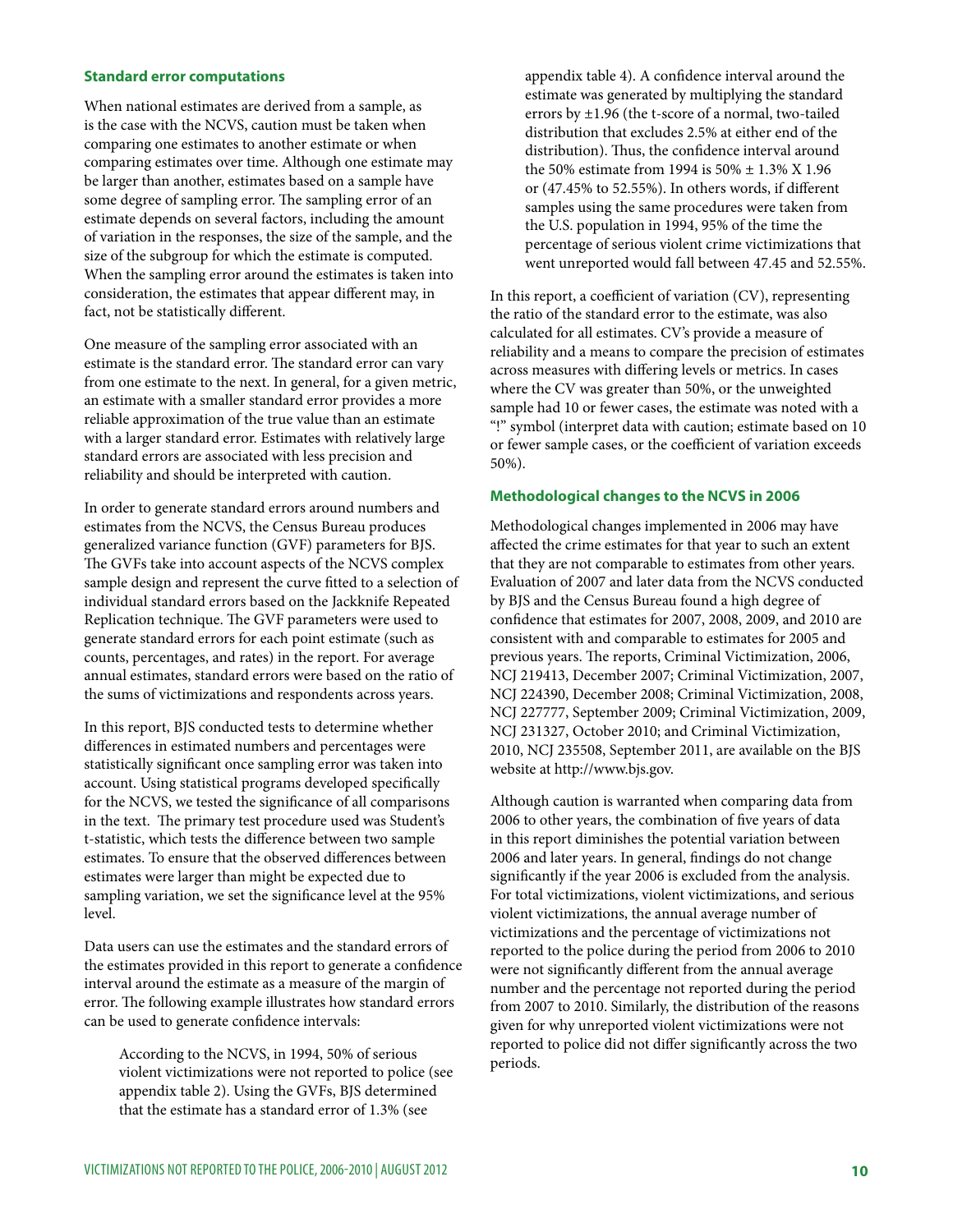### Standard error computations

When national estimates are derived from a sample, as is the case with the NCVS, caution must be taken when comparing one estimates to another estimate or when comparing estimates over time. Although one estimate may be larger than another, estimates based on a sample have some degree of sampling error. The sampling error of an estimate depends on several factors, including the amount of variation in the responses, the size of the sample, and the size of the subgroup for which the estimate is computed. When the sampling error around the estimates is taken into consideration, the estimates that appear different may, in fact, not be statistically different.

One measure of the sampling error associated with an estimate is the standard error. The standard error can vary from one estimate to the next. In general, for a given metric, an estimate with a smaller standard error provides a more reliable approximation of the true value than an estimate with a larger standard error. Estimates with relatively large standard errors are associated with less precision and reliability and should be interpreted with caution.

In order to generate standard errors around numbers and estimates from the NCVS, the Census Bureau produces generalized variance function (GVF) parameters for BJS. The GVFs take into account aspects of the NCVS complex sample design and represent the curve fitted to a selection of individual standard errors based on the Jackknife Repeated Replication technique. The GVF parameters were used to generate standard errors for each point estimate (such as counts, percentages, and rates) in the report. For average annual estimates, standard errors were based on the ratio of the sums of victimizations and respondents across years.

In this report, BJS conducted tests to determine whether differences in estimated numbers and percentages were statistically significant once sampling error was taken into account. Using statistical programs developed specifically for the NCVS, we tested the significance of all comparisons in the text. The primary test procedure used was Student's t-statistic, which tests the difference between two sample estimates. To ensure that the observed differences between estimates were larger than might be expected due to sampling variation, we set the significance level at the 95% level.

Data users can use the estimates and the standard errors of the estimates provided in this report to generate a confidence interval around the estimate as a measure of the margin of error. The following example illustrates how standard errors can be used to generate confidence intervals:

> According to the NCVS, in 1994, 50% of serious violent victimizations were not reported to police (see appendix table 2). Using the GVFs, BJS determined that the estimate has a standard error of 1.3% (see appendix table 4). A confidence interval around the estimate was generated by multiplying the standard errors by ±1.96 (the t-score of a normal, two-tailed distribution that excludes 2.5% at either end of the distribution). Thus, the confidence interval around the 50% estimate from 1994 is 50% ± 1.3% X 1.96 or (47.45% to 52.55%). In others words, if different samples using the same procedures were taken from the U.S. population in 1994, 95% of the time the percentage of serious violent crime victimizations that went unreported would fall between 47.45 and 52.55%.

In this report, a coefficient of variation (CV), representing the ratio of the standard error to the estimate, was also calculated for all estimates. CV's provide a measure of reliability and a means to compare the precision of estimates across measures with differing levels or metrics. In cases where the CV was greater than 50%, or the unweighted sample had 10 or fewer cases, the estimate was noted with a "!" symbol (interpret data with caution; estimate based on 10 or fewer sample cases, or the coefficient of variation exceeds 50%).

### Methodological changes to the NCVS in 2006

Methodological changes implemented in 2006 may have affected the crime estimates for that year to such an extent that they are not comparable to estimates from other years. Evaluation of 2007 and later data from the NCVS conducted by BJS and the Census Bureau found a high degree of confidence that estimates for 2007, 2008, 2009, and 2010 are consistent with and comparable to estimates for 2005 and previous years. The reports, Criminal Victimization, 2006, NCJ 219413, December 2007; Criminal Victimization, 2007, NCJ 224390, December 2008; Criminal Victimization, 2008, NCJ 227777, September 2009; Criminal Victimization, 2009, NCJ 231327, October 2010; and Criminal Victimization, 2010, NCJ 235508, September 2011, are available on the BJS website at http://www.bjs.gov.

Although caution is warranted when comparing data from 2006 to other years, the combination of five years of data in this report diminishes the potential variation between 2006 and later years. In general, findings do not change significantly if the year 2006 is excluded from the analysis. For total victimizations, violent victimizations, and serious violent victimizations, the annual average number of victimizations and the percentage of victimizations not reported to the police during the period from 2006 to 2010 were not significantly different from the annual average number and the percentage not reported during the period from 2007 to 2010. Similarly, the distribution of the reasons given for why unreported violent victimizations were not reported to police did not differ significantly across the two periods.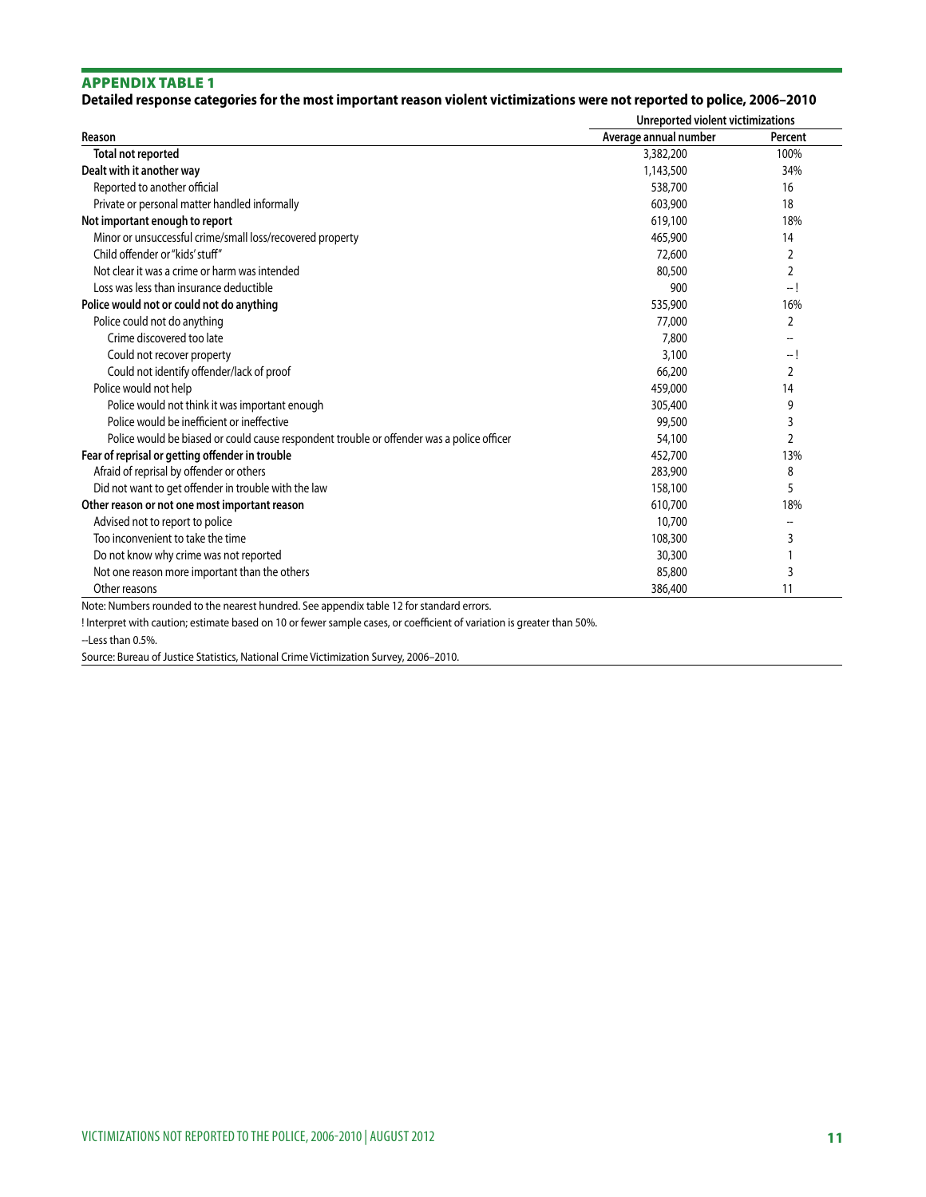## APPENDIX TABLE 1

**Detailed response categories for the most important reason violent victimizations were not reported to police, 2006–2010**

| Reason | Unreported violent victimizations | |
|---|---|---|
| | Average annual number | Percent |
| **Total not reported** | 3,382,200 | 100% |
| **Dealt with it another way** | 1,143,500 | 34% |
| Reported to another official | 538,700 | 16 |
| Private or personal matter handled informally | 603,900 | 18 |
| **Not important enough to report** | 619,100 | 18% |
| Minor or unsuccessful crime/small loss/recovered property | 465,900 | 14 |
| Child offender or "kids' stuff" | 72,600 | 2 |
| Not clear it was a crime or harm was intended | 80,500 | 2 |
| Loss was less than insurance deductible | 900 | -- ! |
| **Police would not or could not do anything** | 535,900 | 16% |
| Police could not do anything | 77,000 | 2 |
| Crime discovered too late | 7,800 | -- |
| Could not recover property | 3,100 | -- ! |
| Could not identify offender/lack of proof | 66,200 | 2 |
| Police would not help | 459,000 | 14 |
| Police would not think it was important enough | 305,400 | 9 |
| Police would be inefficient or ineffective | 99,500 | 3 |
| Police would be biased or could cause respondent trouble or offender was a police officer | 54,100 | 2 |
| **Fear of reprisal or getting offender in trouble** | 452,700 | 13% |
| Afraid of reprisal by offender or others | 283,900 | 8 |
| Did not want to get offender in trouble with the law | 158,100 | 5 |
| **Other reason or not one most important reason** | 610,700 | 18% |
| Advised not to report to police | 10,700 | -- |
| Too inconvenient to take the time | 108,300 | 3 |
| Do not know why crime was not reported | 30,300 | 1 |
| Not one reason more important than the others | 85,800 | 3 |
| Other reasons | 386,400 | 11 |

Note: Numbers rounded to the nearest hundred. See appendix table 12 for standard errors.

! Interpret with caution; estimate based on 10 or fewer sample cases, or coefficient of variation is greater than 50%.

--Less than 0.5%.

Source: Bureau of Justice Statistics, National Crime Victimization Survey, 2006–2010.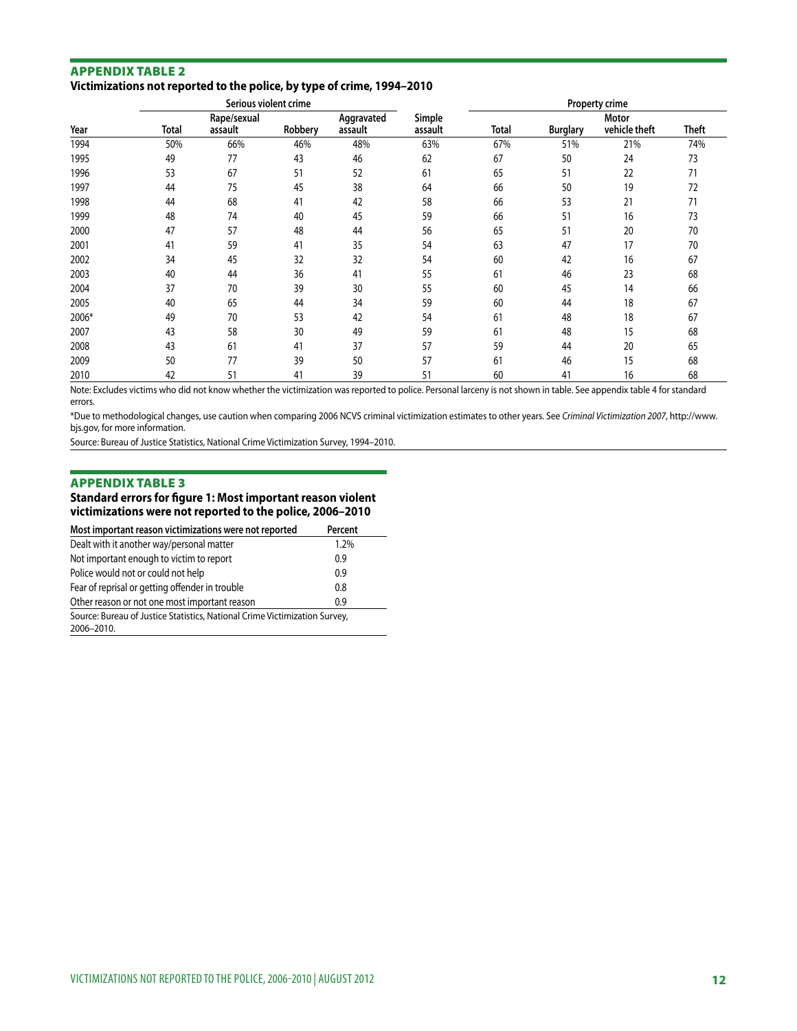## APPENDIX TABLE 2

**Victimizations not reported to the police, by type of crime, 1994–2010**

| | Serious violent crime | | | | | Property crime | | | |
|---|---|---|---|---|---|---|---|---|---|
| Year | Total | Rape/sexual assault | Robbery | Aggravated assault | Simple assault | Total | Burglary | Motor vehicle theft | Theft |
| 1994 | 50% | 66% | 46% | 48% | 63% | 67% | 51% | 21% | 74% |
| 1995 | 49 | 77 | 43 | 46 | 62 | 67 | 50 | 24 | 73 |
| 1996 | 53 | 67 | 51 | 52 | 61 | 65 | 51 | 22 | 71 |
| 1997 | 44 | 75 | 45 | 38 | 64 | 66 | 50 | 19 | 72 |
| 1998 | 44 | 68 | 41 | 42 | 58 | 66 | 53 | 21 | 71 |
| 1999 | 48 | 74 | 40 | 45 | 59 | 66 | 51 | 16 | 73 |
| 2000 | 47 | 57 | 48 | 44 | 56 | 65 | 51 | 20 | 70 |
| 2001 | 41 | 59 | 41 | 35 | 54 | 63 | 47 | 17 | 70 |
| 2002 | 34 | 45 | 32 | 32 | 54 | 60 | 42 | 16 | 67 |
| 2003 | 40 | 44 | 36 | 41 | 55 | 61 | 46 | 23 | 68 |
| 2004 | 37 | 70 | 39 | 30 | 55 | 60 | 45 | 14 | 66 |
| 2005 | 40 | 65 | 44 | 34 | 59 | 60 | 44 | 18 | 67 |
| 2006* | 49 | 70 | 53 | 42 | 54 | 61 | 48 | 18 | 67 |
| 2007 | 43 | 58 | 30 | 49 | 59 | 61 | 48 | 15 | 68 |
| 2008 | 43 | 61 | 41 | 37 | 57 | 59 | 44 | 20 | 65 |
| 2009 | 50 | 77 | 39 | 50 | 57 | 61 | 46 | 15 | 68 |
| 2010 | 42 | 51 | 41 | 39 | 51 | 60 | 41 | 16 | 68 |

Note: Excludes victims who did not know whether the victimization was reported to police. Personal larceny is not shown in table. See appendix table 4 for standard errors.

*Due to methodological changes, use caution when comparing 2006 NCVS criminal victimization estimates to other years. See *Criminal Victimization 2007*, http://www.bjs.gov, for more information.

Source: Bureau of Justice Statistics, National Crime Victimization Survey, 1994–2010.

## APPENDIX TABLE 3

**Standard errors for figure 1: Most important reason violent victimizations were not reported to the police, 2006–2010**

| Most important reason victimizations were not reported | Percent |
|---|---|
| Dealt with it another way/personal matter | 1.2% |
| Not important enough to victim to report | 0.9 |
| Police would not or could not help | 0.9 |
| Fear of reprisal or getting offender in trouble | 0.8 |
| Other reason or not one most important reason | 0.9 |

Source: Bureau of Justice Statistics, National Crime Victimization Survey, 2006–2010.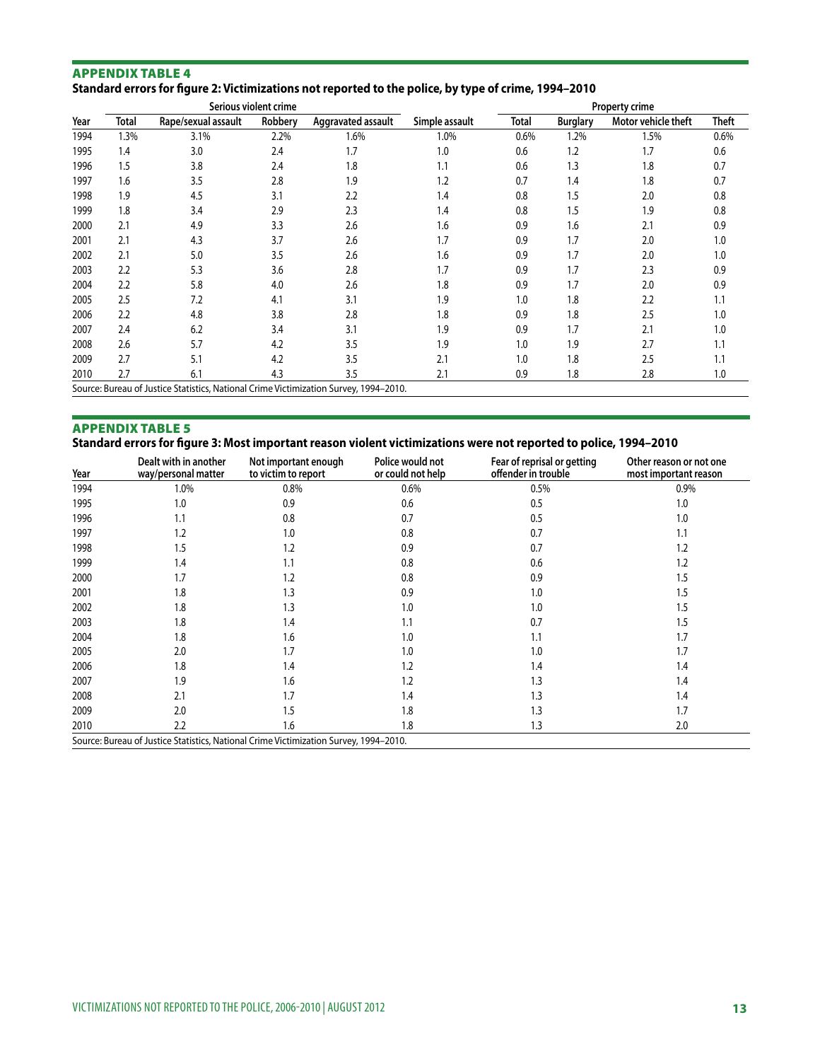### APPENDIX TABLE 4

**Standard errors for figure 2: Victimizations not reported to the police, by type of crime, 1994–2010**

| | Serious violent crime | | | | | Property crime | | | |
|---|---|---|---|---|---|---|---|---|---|
| Year | Total | Rape/sexual assault | Robbery | Aggravated assault | Simple assault | Total | Burglary | Motor vehicle theft | Theft |
| 1994 | 1.3% | 3.1% | 2.2% | 1.6% | 1.0% | 0.6% | 1.2% | 1.5% | 0.6% |
| 1995 | 1.4 | 3.0 | 2.4 | 1.7 | 1.0 | 0.6 | 1.2 | 1.7 | 0.6 |
| 1996 | 1.5 | 3.8 | 2.4 | 1.8 | 1.1 | 0.6 | 1.3 | 1.8 | 0.7 |
| 1997 | 1.6 | 3.5 | 2.8 | 1.9 | 1.2 | 0.7 | 1.4 | 1.8 | 0.7 |
| 1998 | 1.9 | 4.5 | 3.1 | 2.2 | 1.4 | 0.8 | 1.5 | 2.0 | 0.8 |
| 1999 | 1.8 | 3.4 | 2.9 | 2.3 | 1.4 | 0.8 | 1.5 | 1.9 | 0.8 |
| 2000 | 2.1 | 4.9 | 3.3 | 2.6 | 1.6 | 0.9 | 1.6 | 2.1 | 0.9 |
| 2001 | 2.1 | 4.3 | 3.7 | 2.6 | 1.7 | 0.9 | 1.7 | 2.0 | 1.0 |
| 2002 | 2.1 | 5.0 | 3.5 | 2.6 | 1.6 | 0.9 | 1.7 | 2.0 | 1.0 |
| 2003 | 2.2 | 5.3 | 3.6 | 2.8 | 1.7 | 0.9 | 1.7 | 2.3 | 0.9 |
| 2004 | 2.2 | 5.8 | 4.0 | 2.6 | 1.8 | 0.9 | 1.7 | 2.0 | 0.9 |
| 2005 | 2.5 | 7.2 | 4.1 | 3.1 | 1.9 | 1.0 | 1.8 | 2.2 | 1.1 |
| 2006 | 2.2 | 4.8 | 3.8 | 2.8 | 1.8 | 0.9 | 1.8 | 2.5 | 1.0 |
| 2007 | 2.4 | 6.2 | 3.4 | 3.1 | 1.9 | 0.9 | 1.7 | 2.1 | 1.0 |
| 2008 | 2.6 | 5.7 | 4.2 | 3.5 | 1.9 | 1.0 | 1.9 | 2.7 | 1.1 |
| 2009 | 2.7 | 5.1 | 4.2 | 3.5 | 2.1 | 1.0 | 1.8 | 2.5 | 1.1 |
| 2010 | 2.7 | 6.1 | 4.3 | 3.5 | 2.1 | 0.9 | 1.8 | 2.8 | 1.0 |

Source: Bureau of Justice Statistics, National Crime Victimization Survey, 1994–2010.

### APPENDIX TABLE 5

**Standard errors for figure 3: Most important reason violent victimizations were not reported to police, 1994–2010**

| Year | Dealt with in another way/personal matter | Not important enough to victim to report | Police would not or could not help | Fear of reprisal or getting offender in trouble | Other reason or not one most important reason |
|---|---|---|---|---|---|
| 1994 | 1.0% | 0.8% | 0.6% | 0.5% | 0.9% |
| 1995 | 1.0 | 0.9 | 0.6 | 0.5 | 1.0 |
| 1996 | 1.1 | 0.8 | 0.7 | 0.5 | 1.0 |
| 1997 | 1.2 | 1.0 | 0.8 | 0.7 | 1.1 |
| 1998 | 1.5 | 1.2 | 0.9 | 0.7 | 1.2 |
| 1999 | 1.4 | 1.1 | 0.8 | 0.6 | 1.2 |
| 2000 | 1.7 | 1.2 | 0.8 | 0.9 | 1.5 |
| 2001 | 1.8 | 1.3 | 0.9 | 1.0 | 1.5 |
| 2002 | 1.8 | 1.3 | 1.0 | 1.0 | 1.5 |
| 2003 | 1.8 | 1.4 | 1.1 | 0.7 | 1.5 |
| 2004 | 1.8 | 1.6 | 1.0 | 1.1 | 1.7 |
| 2005 | 2.0 | 1.7 | 1.0 | 1.0 | 1.7 |
| 2006 | 1.8 | 1.4 | 1.2 | 1.4 | 1.4 |
| 2007 | 1.9 | 1.6 | 1.2 | 1.3 | 1.4 |
| 2008 | 2.1 | 1.7 | 1.4 | 1.3 | 1.4 |
| 2009 | 2.0 | 1.5 | 1.8 | 1.3 | 1.7 |
| 2010 | 2.2 | 1.6 | 1.8 | 1.3 | 2.0 |

Source: Bureau of Justice Statistics, National Crime Victimization Survey, 1994–2010.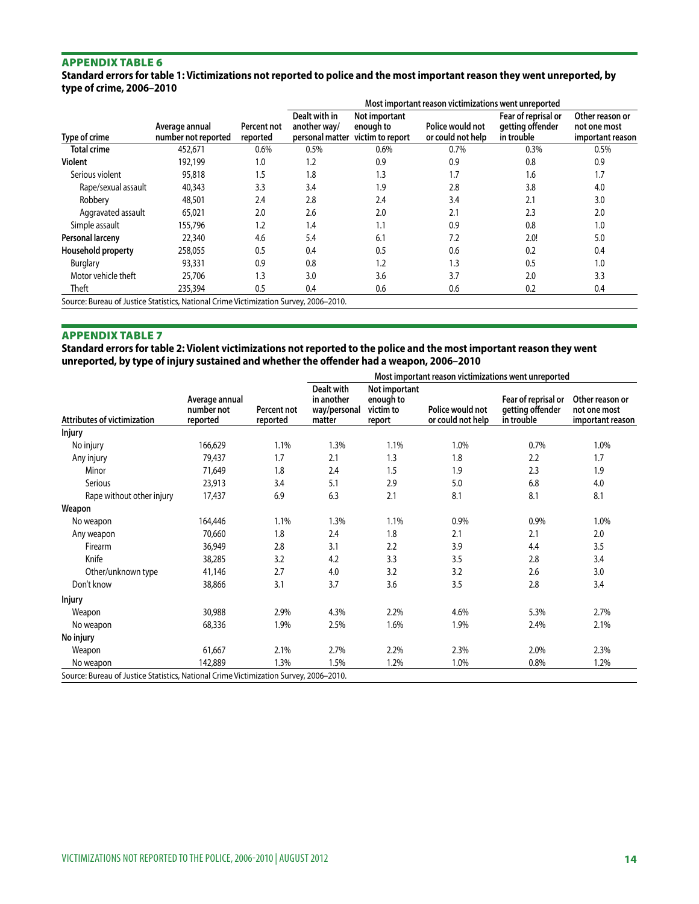## APPENDIX TABLE 6

**Standard errors for table 1: Victimizations not reported to police and the most important reason they went unreported, by type of crime, 2006–2010**

| | | | Most important reason victimizations went unreported | | | | |
|---|---|---|---|---|---|---|---|
| Type of crime | Average annual number not reported | Percent not reported | Dealt with in another way/ personal matter | Not important enough to victim to report | Police would not or could not help | Fear of reprisal or getting offender in trouble | Other reason or not one most important reason |
| **Total crime** | 452,671 | 0.6% | 0.5% | 0.6% | 0.7% | 0.3% | 0.5% |
| **Violent** | 192,199 | 1.0 | 1.2 | 0.9 | 0.9 | 0.8 | 0.9 |
| Serious violent | 95,818 | 1.5 | 1.8 | 1.3 | 1.7 | 1.6 | 1.7 |
| Rape/sexual assault | 40,343 | 3.3 | 3.4 | 1.9 | 2.8 | 3.8 | 4.0 |
| Robbery | 48,501 | 2.4 | 2.8 | 2.4 | 3.4 | 2.1 | 3.0 |
| Aggravated assault | 65,021 | 2.0 | 2.6 | 2.0 | 2.1 | 2.3 | 2.0 |
| Simple assault | 155,796 | 1.2 | 1.4 | 1.1 | 0.9 | 0.8 | 1.0 |
| **Personal larceny** | 22,340 | 4.6 | 5.4 | 6.1 | 7.2 | 2.0! | 5.0 |
| **Household property** | 258,055 | 0.5 | 0.4 | 0.5 | 0.6 | 0.2 | 0.4 |
| Burglary | 93,331 | 0.9 | 0.8 | 1.2 | 1.3 | 0.5 | 1.0 |
| Motor vehicle theft | 25,706 | 1.3 | 3.0 | 3.6 | 3.7 | 2.0 | 3.3 |
| Theft | 235,394 | 0.5 | 0.4 | 0.6 | 0.6 | 0.2 | 0.4 |

Source: Bureau of Justice Statistics, National Crime Victimization Survey, 2006–2010.

## APPENDIX TABLE 7

**Standard errors for table 2: Violent victimizations not reported to the police and the most important reason they went unreported, by type of injury sustained and whether the offender had a weapon, 2006–2010**

| | | | Most important reason victimizations went unreported | | | | |
|---|---|---|---|---|---|---|---|
| Attributes of victimization | Average annual number not reported | Percent not reported | Dealt with in another way/personal matter | Not important enough to victim to report | Police would not or could not help | Fear of reprisal or getting offender in trouble | Other reason or not one most important reason |
| **Injury** | | | | | | | |
| No injury | 166,629 | 1.1% | 1.3% | 1.1% | 1.0% | 0.7% | 1.0% |
| Any injury | 79,437 | 1.7 | 2.1 | 1.3 | 1.8 | 2.2 | 1.7 |
| Minor | 71,649 | 1.8 | 2.4 | 1.5 | 1.9 | 2.3 | 1.9 |
| Serious | 23,913 | 3.4 | 5.1 | 2.9 | 5.0 | 6.8 | 4.0 |
| Rape without other injury | 17,437 | 6.9 | 6.3 | 2.1 | 8.1 | 8.1 | 8.1 |
| **Weapon** | | | | | | | |
| No weapon | 164,446 | 1.1% | 1.3% | 1.1% | 0.9% | 0.9% | 1.0% |
| Any weapon | 70,660 | 1.8 | 2.4 | 1.8 | 2.1 | 2.1 | 2.0 |
| Firearm | 36,949 | 2.8 | 3.1 | 2.2 | 3.9 | 4.4 | 3.5 |
| Knife | 38,285 | 3.2 | 4.2 | 3.3 | 3.5 | 2.8 | 3.4 |
| Other/unknown type | 41,146 | 2.7 | 4.0 | 3.2 | 3.2 | 2.6 | 3.0 |
| Don't know | 38,866 | 3.1 | 3.7 | 3.6 | 3.5 | 2.8 | 3.4 |
| **Injury** | | | | | | | |
| Weapon | 30,988 | 2.9% | 4.3% | 2.2% | 4.6% | 5.3% | 2.7% |
| No weapon | 68,336 | 1.9% | 2.5% | 1.6% | 1.9% | 2.4% | 2.1% |
| **No injury** | | | | | | | |
| Weapon | 61,667 | 2.1% | 2.7% | 2.2% | 2.3% | 2.0% | 2.3% |
| No weapon | 142,889 | 1.3% | 1.5% | 1.2% | 1.0% | 0.8% | 1.2% |

Source: Bureau of Justice Statistics, National Crime Victimization Survey, 2006–2010.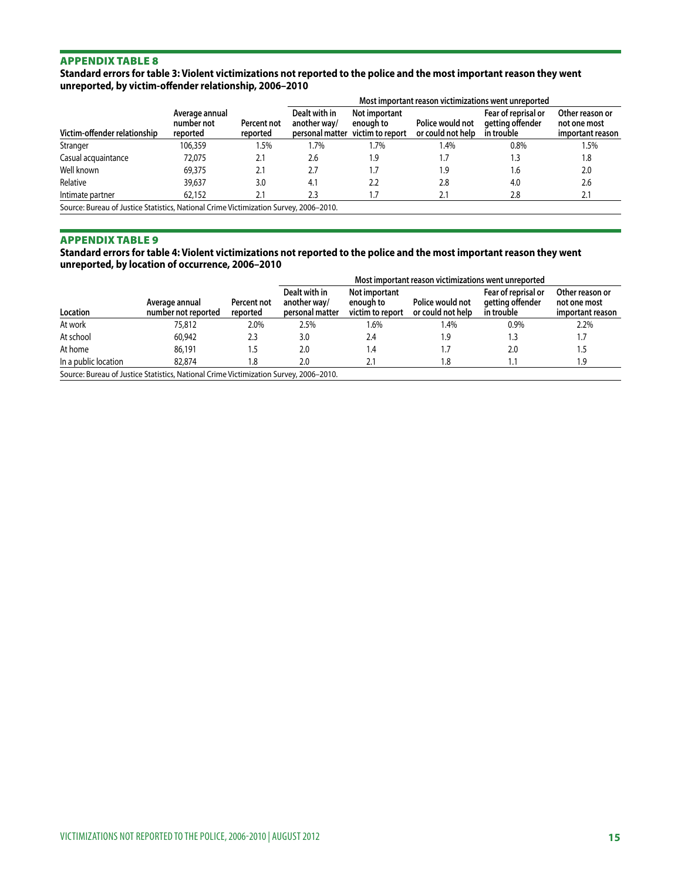## APPENDIX TABLE 8

**Standard errors for table 3: Violent victimizations not reported to the police and the most important reason they went unreported, by victim-offender relationship, 2006–2010**

| | | | Most important reason victimizations went unreported | | | | |
|---|---|---|---|---|---|---|---|
| Victim-offender relationship | Average annual number not reported | Percent not reported | Dealt with in another way/ personal matter | Not important enough to victim to report | Police would not or could not help | Fear of reprisal or getting offender in trouble | Other reason or not one most important reason |
| Stranger | 106,359 | 1.5% | 1.7% | 1.7% | 1.4% | 0.8% | 1.5% |
| Casual acquaintance | 72,075 | 2.1 | 2.6 | 1.9 | 1.7 | 1.3 | 1.8 |
| Well known | 69,375 | 2.1 | 2.7 | 1.7 | 1.9 | 1.6 | 2.0 |
| Relative | 39,637 | 3.0 | 4.1 | 2.2 | 2.8 | 4.0 | 2.6 |
| Intimate partner | 62,152 | 2.1 | 2.3 | 1.7 | 2.1 | 2.8 | 2.1 |

Source: Bureau of Justice Statistics, National Crime Victimization Survey, 2006–2010.

## APPENDIX TABLE 9

**Standard errors for table 4: Violent victimizations not reported to the police and the most important reason they went unreported, by location of occurrence, 2006–2010**

| | | | Most important reason victimizations went unreported | | | | |
|---|---|---|---|---|---|---|---|
| Location | Average annual number not reported | Percent not reported | Dealt with in another way/ personal matter | Not important enough to victim to report | Police would not or could not help | Fear of reprisal or getting offender in trouble | Other reason or not one most important reason |
| At work | 75,812 | 2.0% | 2.5% | 1.6% | 1.4% | 0.9% | 2.2% |
| At school | 60,942 | 2.3 | 3.0 | 2.4 | 1.9 | 1.3 | 1.7 |
| At home | 86,191 | 1.5 | 2.0 | 1.4 | 1.7 | 2.0 | 1.5 |
| In a public location | 82,874 | 1.8 | 2.0 | 2.1 | 1.8 | 1.1 | 1.9 |

Source: Bureau of Justice Statistics, National Crime Victimization Survey, 2006–2010.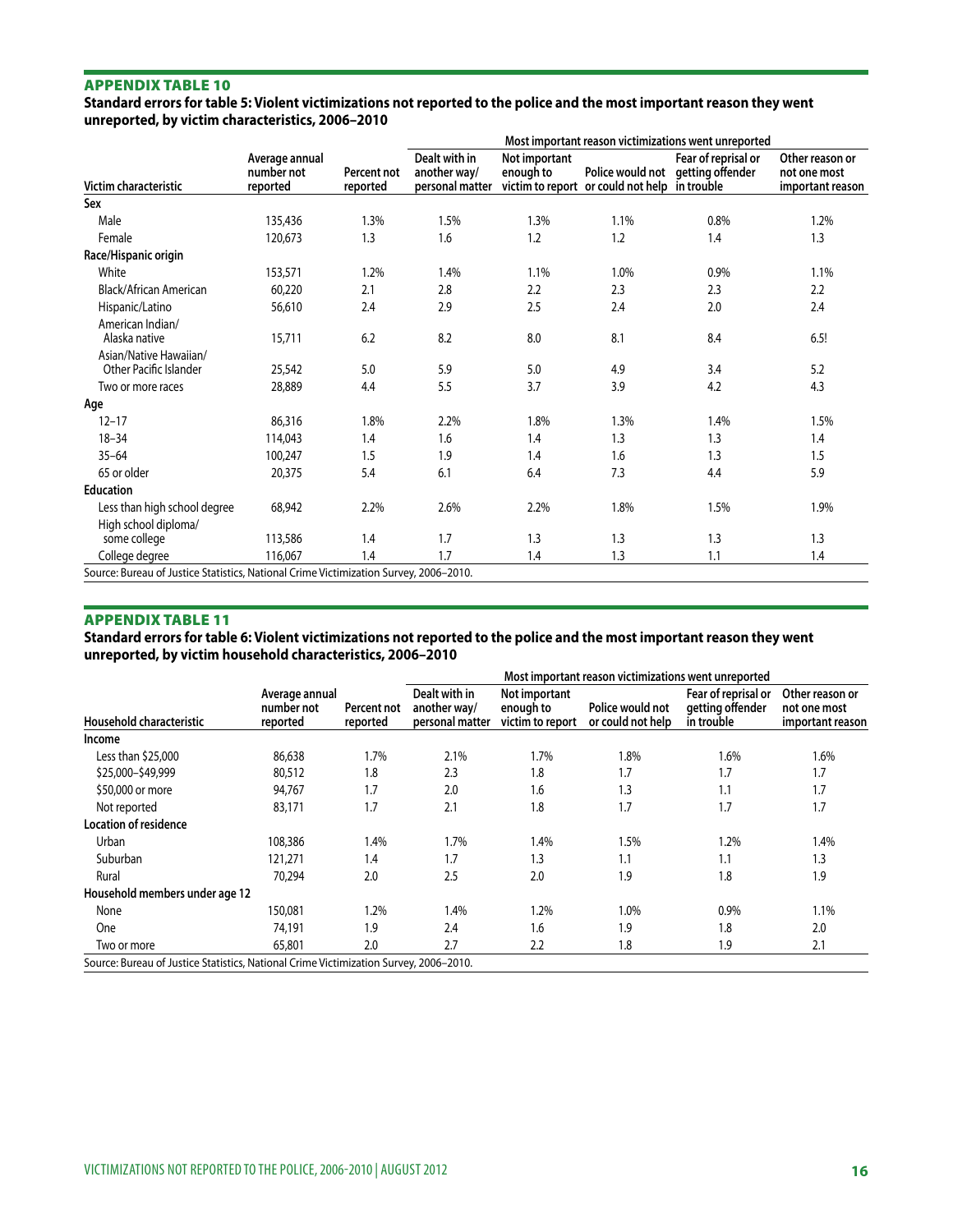## APPENDIX TABLE 10

**Standard errors for table 5: Violent victimizations not reported to the police and the most important reason they went unreported, by victim characteristics, 2006–2010**

| | | | Most important reason victimizations went unreported | | | | |
|---|---|---|---|---|---|---|---|
| Victim characteristic | Average annual number not reported | Percent not reported | Dealt with in another way/ personal matter | Not important enough to victim to report | Police would not or could not help | Fear of reprisal or getting offender in trouble | Other reason or not one most important reason |
| **Sex** | | | | | | | |
| Male | 135,436 | 1.3% | 1.5% | 1.3% | 1.1% | 0.8% | 1.2% |
| Female | 120,673 | 1.3 | 1.6 | 1.2 | 1.2 | 1.4 | 1.3 |
| **Race/Hispanic origin** | | | | | | | |
| White | 153,571 | 1.2% | 1.4% | 1.1% | 1.0% | 0.9% | 1.1% |
| Black/African American | 60,220 | 2.1 | 2.8 | 2.2 | 2.3 | 2.3 | 2.2 |
| Hispanic/Latino | 56,610 | 2.4 | 2.9 | 2.5 | 2.4 | 2.0 | 2.4 |
| American Indian/ Alaska native | 15,711 | 6.2 | 8.2 | 8.0 | 8.1 | 8.4 | 6.5! |
| Asian/Native Hawaiian/ Other Pacific Islander | 25,542 | 5.0 | 5.9 | 5.0 | 4.9 | 3.4 | 5.2 |
| Two or more races | 28,889 | 4.4 | 5.5 | 3.7 | 3.9 | 4.2 | 4.3 |
| **Age** | | | | | | | |
| 12–17 | 86,316 | 1.8% | 2.2% | 1.8% | 1.3% | 1.4% | 1.5% |
| 18–34 | 114,043 | 1.4 | 1.6 | 1.4 | 1.3 | 1.3 | 1.4 |
| 35–64 | 100,247 | 1.5 | 1.9 | 1.4 | 1.6 | 1.3 | 1.5 |
| 65 or older | 20,375 | 5.4 | 6.1 | 6.4 | 7.3 | 4.4 | 5.9 |
| **Education** | | | | | | | |
| Less than high school degree | 68,942 | 2.2% | 2.6% | 2.2% | 1.8% | 1.5% | 1.9% |
| High school diploma/ some college | 113,586 | 1.4 | 1.7 | 1.3 | 1.3 | 1.3 | 1.3 |
| College degree | 116,067 | 1.4 | 1.7 | 1.4 | 1.3 | 1.1 | 1.4 |

Source: Bureau of Justice Statistics, National Crime Victimization Survey, 2006–2010.

## APPENDIX TABLE 11

**Standard errors for table 6: Violent victimizations not reported to the police and the most important reason they went unreported, by victim household characteristics, 2006–2010**

| | | | Most important reason victimizations went unreported | | | | |
|---|---|---|---|---|---|---|---|
| Household characteristic | Average annual number not reported | Percent not reported | Dealt with in another way/ personal matter | Not important enough to victim to report | Police would not or could not help | Fear of reprisal or getting offender in trouble | Other reason or not one most important reason |
| **Income** | | | | | | | |
| Less than $25,000 | 86,638 | 1.7% | 2.1% | 1.7% | 1.8% | 1.6% | 1.6% |
| $25,000–$49,999 | 80,512 | 1.8 | 2.3 | 1.8 | 1.7 | 1.7 | 1.7 |
| $50,000 or more | 94,767 | 1.7 | 2.0 | 1.6 | 1.3 | 1.1 | 1.7 |
| Not reported | 83,171 | 1.7 | 2.1 | 1.8 | 1.7 | 1.7 | 1.7 |
| **Location of residence** | | | | | | | |
| Urban | 108,386 | 1.4% | 1.7% | 1.4% | 1.5% | 1.2% | 1.4% |
| Suburban | 121,271 | 1.4 | 1.7 | 1.3 | 1.1 | 1.1 | 1.3 |
| Rural | 70,294 | 2.0 | 2.5 | 2.0 | 1.9 | 1.8 | 1.9 |
| **Household members under age 12** | | | | | | | |
| None | 150,081 | 1.2% | 1.4% | 1.2% | 1.0% | 0.9% | 1.1% |
| One | 74,191 | 1.9 | 2.4 | 1.6 | 1.9 | 1.8 | 2.0 |
| Two or more | 65,801 | 2.0 | 2.7 | 2.2 | 1.8 | 1.9 | 2.1 |

Source: Bureau of Justice Statistics, National Crime Victimization Survey, 2006–2010.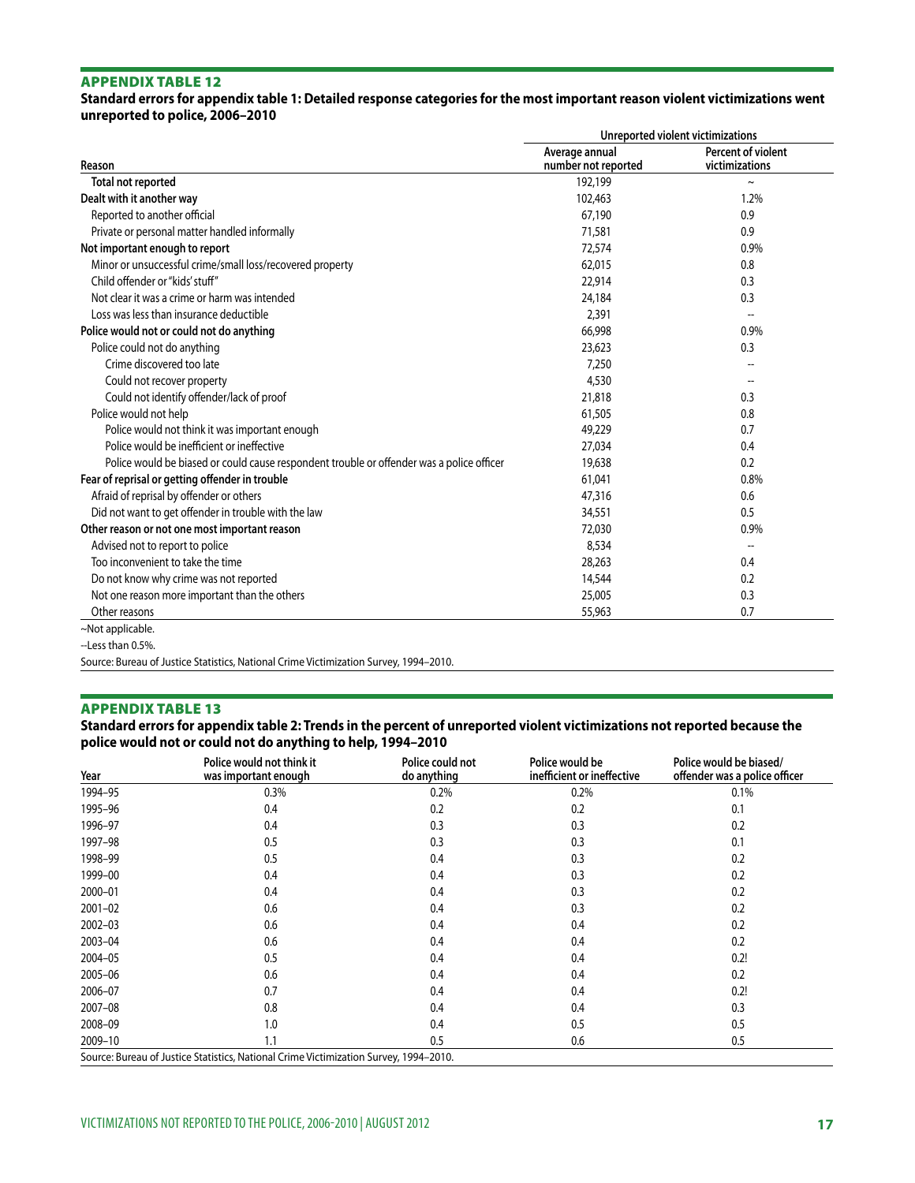## APPENDIX TABLE 12

**Standard errors for appendix table 1: Detailed response categories for the most important reason violent victimizations went unreported to police, 2006–2010**

| | Unreported violent victimizations | |
|---|---|---|
| Reason | Average annual number not reported | Percent of violent victimizations |
| **Total not reported** | 192,199 | ~ |
| **Dealt with it another way** | 102,463 | 1.2% |
| Reported to another official | 67,190 | 0.9 |
| Private or personal matter handled informally | 71,581 | 0.9 |
| **Not important enough to report** | 72,574 | 0.9% |
| Minor or unsuccessful crime/small loss/recovered property | 62,015 | 0.8 |
| Child offender or "kids' stuff" | 22,914 | 0.3 |
| Not clear it was a crime or harm was intended | 24,184 | 0.3 |
| Loss was less than insurance deductible | 2,391 | -- |
| **Police would not or could not do anything** | 66,998 | 0.9% |
| Police could not do anything | 23,623 | 0.3 |
| Crime discovered too late | 7,250 | -- |
| Could not recover property | 4,530 | -- |
| Could not identify offender/lack of proof | 21,818 | 0.3 |
| Police would not help | 61,505 | 0.8 |
| Police would not think it was important enough | 49,229 | 0.7 |
| Police would be inefficient or ineffective | 27,034 | 0.4 |
| Police would be biased or could cause respondent trouble or offender was a police officer | 19,638 | 0.2 |
| **Fear of reprisal or getting offender in trouble** | 61,041 | 0.8% |
| Afraid of reprisal by offender or others | 47,316 | 0.6 |
| Did not want to get offender in trouble with the law | 34,551 | 0.5 |
| **Other reason or not one most important reason** | 72,030 | 0.9% |
| Advised not to report to police | 8,534 | -- |
| Too inconvenient to take the time | 28,263 | 0.4 |
| Do not know why crime was not reported | 14,544 | 0.2 |
| Not one reason more important than the others | 25,005 | 0.3 |
| Other reasons | 55,963 | 0.7 |

~Not applicable.

--Less than 0.5%.

Source: Bureau of Justice Statistics, National Crime Victimization Survey, 1994–2010.

## APPENDIX TABLE 13

**Standard errors for appendix table 2: Trends in the percent of unreported violent victimizations not reported because the police would not or could not do anything to help, 1994–2010**

| Year | Police would not think it was important enough | Police could not do anything | Police would be inefficient or ineffective | Police would be biased/ offender was a police officer |
|---|---|---|---|---|
| 1994–95 | 0.3% | 0.2% | 0.2% | 0.1% |
| 1995–96 | 0.4 | 0.2 | 0.2 | 0.1 |
| 1996–97 | 0.4 | 0.3 | 0.3 | 0.2 |
| 1997–98 | 0.5 | 0.3 | 0.3 | 0.1 |
| 1998–99 | 0.5 | 0.4 | 0.3 | 0.2 |
| 1999–00 | 0.4 | 0.4 | 0.3 | 0.2 |
| 2000–01 | 0.4 | 0.4 | 0.3 | 0.2 |
| 2001–02 | 0.6 | 0.4 | 0.3 | 0.2 |
| 2002–03 | 0.6 | 0.4 | 0.4 | 0.2 |
| 2003–04 | 0.6 | 0.4 | 0.4 | 0.2 |
| 2004–05 | 0.5 | 0.4 | 0.4 | 0.2! |
| 2005–06 | 0.6 | 0.4 | 0.4 | 0.2 |
| 2006–07 | 0.7 | 0.4 | 0.4 | 0.2! |
| 2007–08 | 0.8 | 0.4 | 0.4 | 0.3 |
| 2008–09 | 1.0 | 0.4 | 0.5 | 0.5 |
| 2009–10 | 1.1 | 0.5 | 0.6 | 0.5 |

Source: Bureau of Justice Statistics, National Crime Victimization Survey, 1994–2010.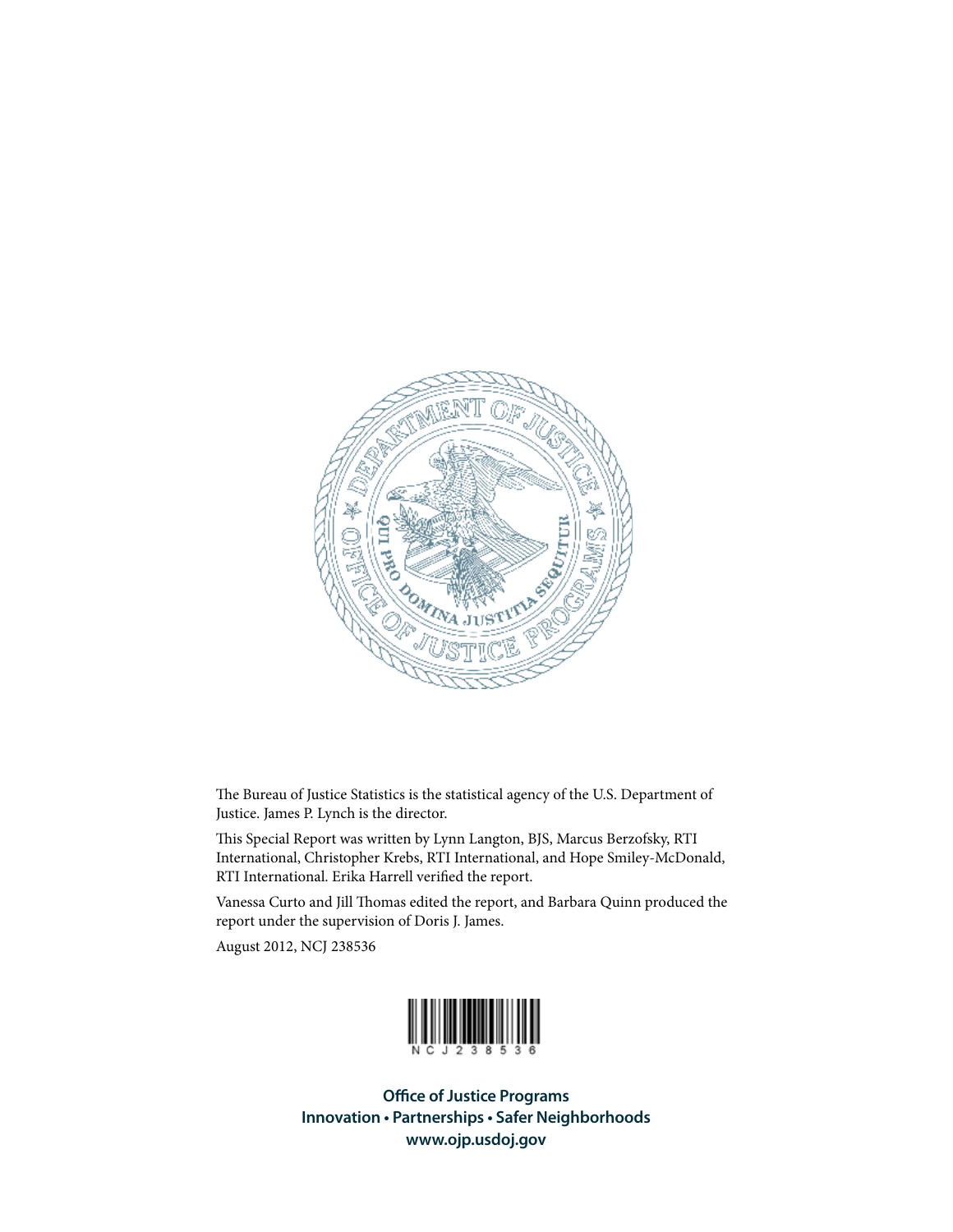The Bureau of Justice Statistics is the statistical agency of the U.S. Department of Justice. James P. Lynch is the director.

This Special Report was written by Lynn Langton, BJS, Marcus Berzofsky, RTI International, Christopher Krebs, RTI International, and Hope Smiley-McDonald, RTI International. Erika Harrell verified the report.

Vanessa Curto and Jill Thomas edited the report, and Barbara Quinn produced the report under the supervision of Doris J. James.

August 2012, NCJ 238536

NCJ238536

**Office of Justice Programs**
**Innovation • Partnerships • Safer Neighborhoods**
**www.ojp.usdoj.gov**